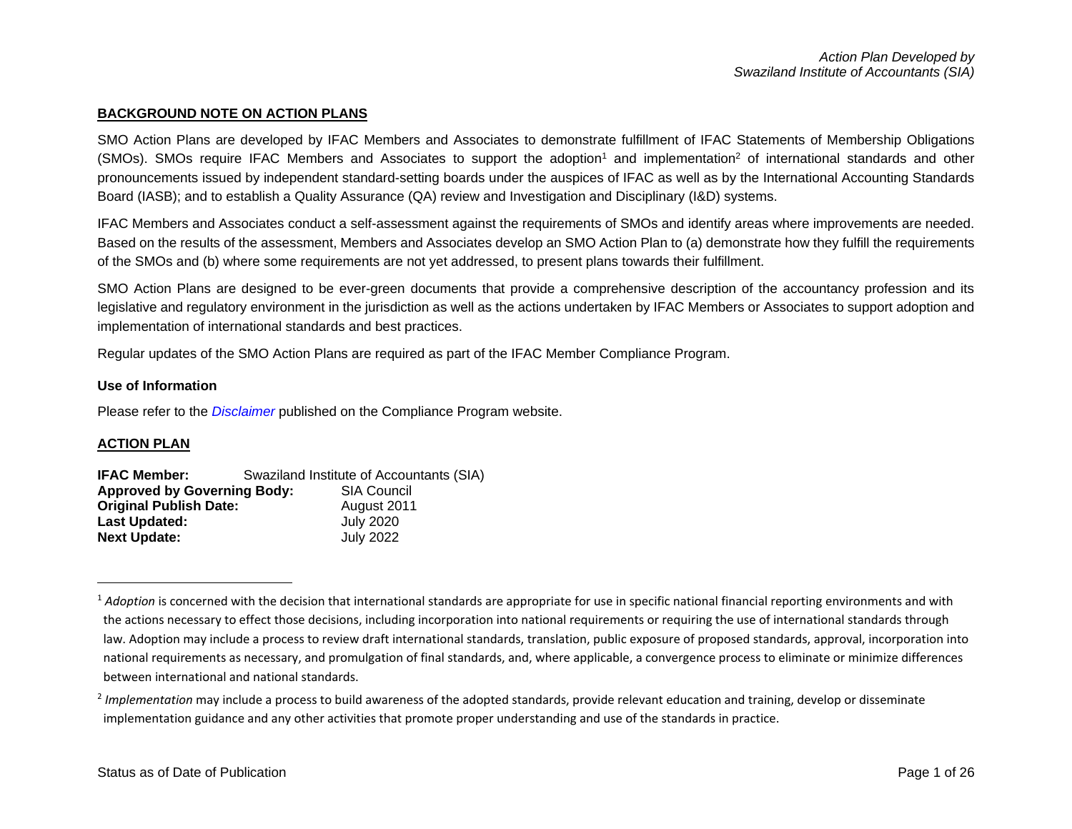*Action Plan Developed by*
*Swaziland Institute of Accountants (SIA)*

## BACKGROUND NOTE ON ACTION PLANS

SMO Action Plans are developed by IFAC Members and Associates to demonstrate fulfillment of IFAC Statements of Membership Obligations (SMOs). SMOs require IFAC Members and Associates to support the adoption[1] and implementation[2] of international standards and other pronouncements issued by independent standard-setting boards under the auspices of IFAC as well as by the International Accounting Standards Board (IASB); and to establish a Quality Assurance (QA) review and Investigation and Disciplinary (I&D) systems.

IFAC Members and Associates conduct a self-assessment against the requirements of SMOs and identify areas where improvements are needed. Based on the results of the assessment, Members and Associates develop an SMO Action Plan to (a) demonstrate how they fulfill the requirements of the SMOs and (b) where some requirements are not yet addressed, to present plans towards their fulfillment.

SMO Action Plans are designed to be ever-green documents that provide a comprehensive description of the accountancy profession and its legislative and regulatory environment in the jurisdiction as well as the actions undertaken by IFAC Members or Associates to support adoption and implementation of international standards and best practices.

Regular updates of the SMO Action Plans are required as part of the IFAC Member Compliance Program.

### Use of Information

Please refer to the *Disclaimer* published on the Compliance Program website.

## ACTION PLAN

**IFAC Member:** Swaziland Institute of Accountants (SIA)
**Approved by Governing Body:** SIA Council
**Original Publish Date:** August 2011
**Last Updated:** July 2020
**Next Update:** July 2022

---

[1] *Adoption* is concerned with the decision that international standards are appropriate for use in specific national financial reporting environments and with the actions necessary to effect those decisions, including incorporation into national requirements or requiring the use of international standards through law. Adoption may include a process to review draft international standards, translation, public exposure of proposed standards, approval, incorporation into national requirements as necessary, and promulgation of final standards, and, where applicable, a convergence process to eliminate or minimize differences between international and national standards.

[2] *Implementation* may include a process to build awareness of the adopted standards, provide relevant education and training, develop or disseminate implementation guidance and any other activities that promote proper understanding and use of the standards in practice.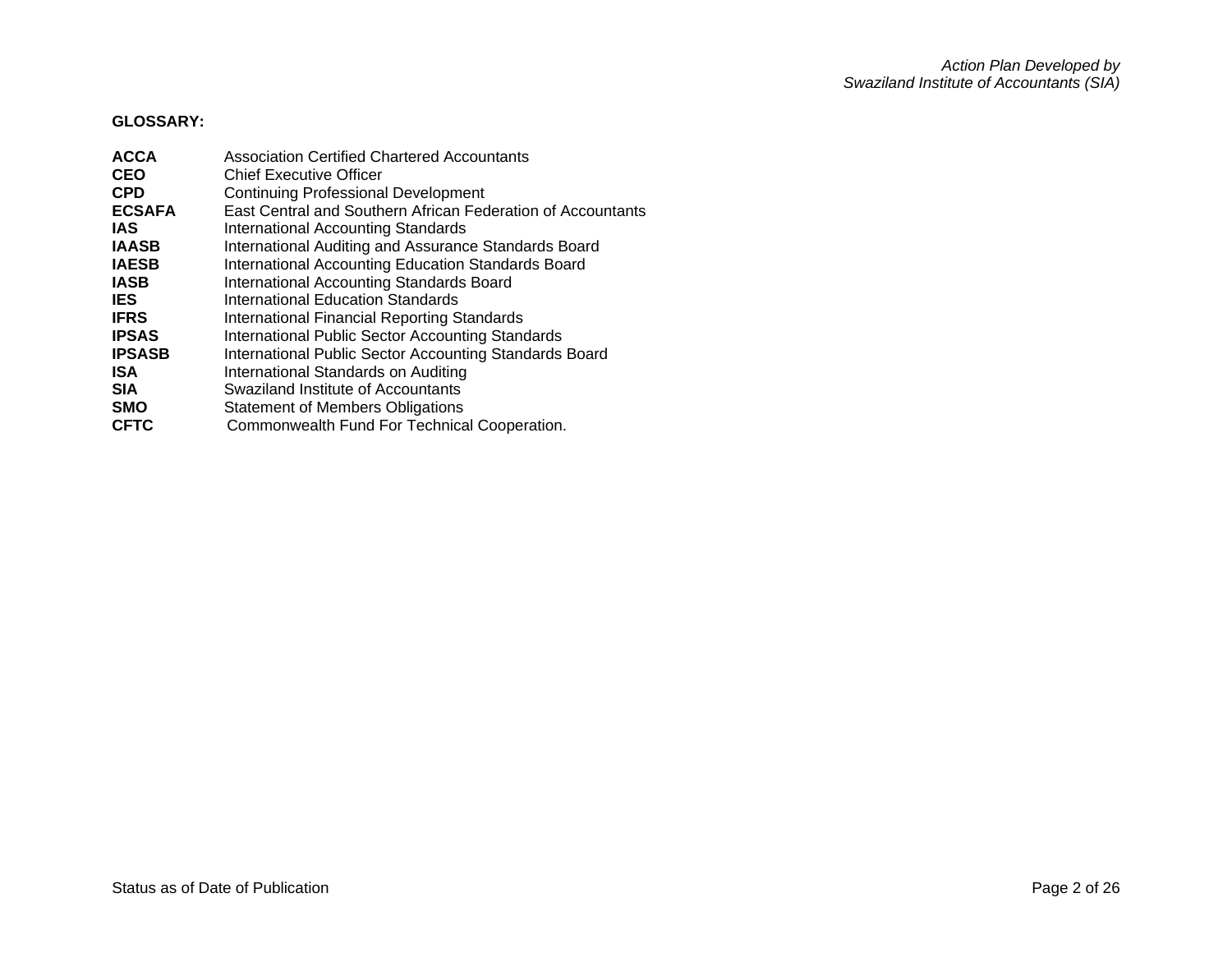**GLOSSARY:**

| | |
|---|---|
| **ACCA** | Association Certified Chartered Accountants |
| **CEO** | Chief Executive Officer |
| **CPD** | Continuing Professional Development |
| **ECSAFA** | East Central and Southern African Federation of Accountants |
| **IAS** | International Accounting Standards |
| **IAASB** | International Auditing and Assurance Standards Board |
| **IAESB** | International Accounting Education Standards Board |
| **IASB** | International Accounting Standards Board |
| **IES** | International Education Standards |
| **IFRS** | International Financial Reporting Standards |
| **IPSAS** | International Public Sector Accounting Standards |
| **IPSASB** | International Public Sector Accounting Standards Board |
| **ISA** | International Standards on Auditing |
| **SIA** | Swaziland Institute of Accountants |
| **SMO** | Statement of Members Obligations |
| **CFTC** | Commonwealth Fund For Technical Cooperation. |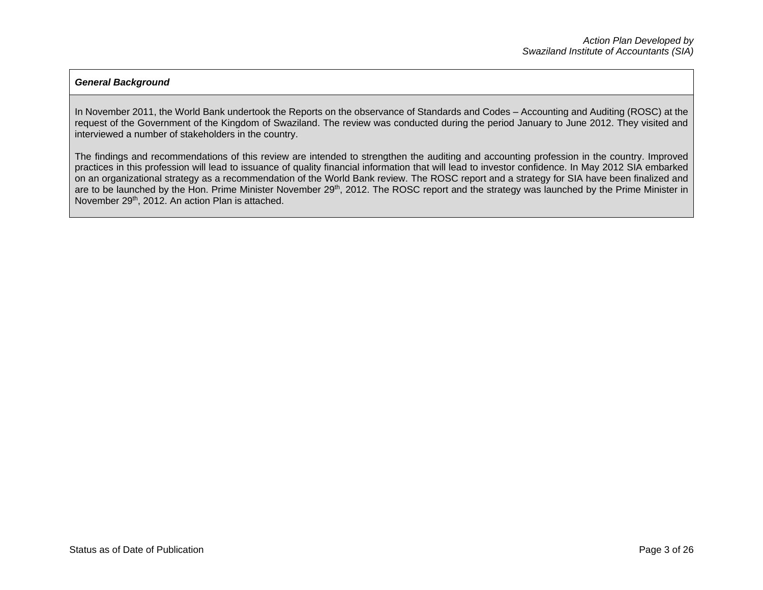***General Background***

In November 2011, the World Bank undertook the Reports on the observance of Standards and Codes – Accounting and Auditing (ROSC) at the request of the Government of the Kingdom of Swaziland. The review was conducted during the period January to June 2012. They visited and interviewed a number of stakeholders in the country.

The findings and recommendations of this review are intended to strengthen the auditing and accounting profession in the country. Improved practices in this profession will lead to issuance of quality financial information that will lead to investor confidence. In May 2012 SIA embarked on an organizational strategy as a recommendation of the World Bank review. The ROSC report and a strategy for SIA have been finalized and are to be launched by the Hon. Prime Minister November 29th, 2012. The ROSC report and the strategy was launched by the Prime Minister in November 29th, 2012. An action Plan is attached.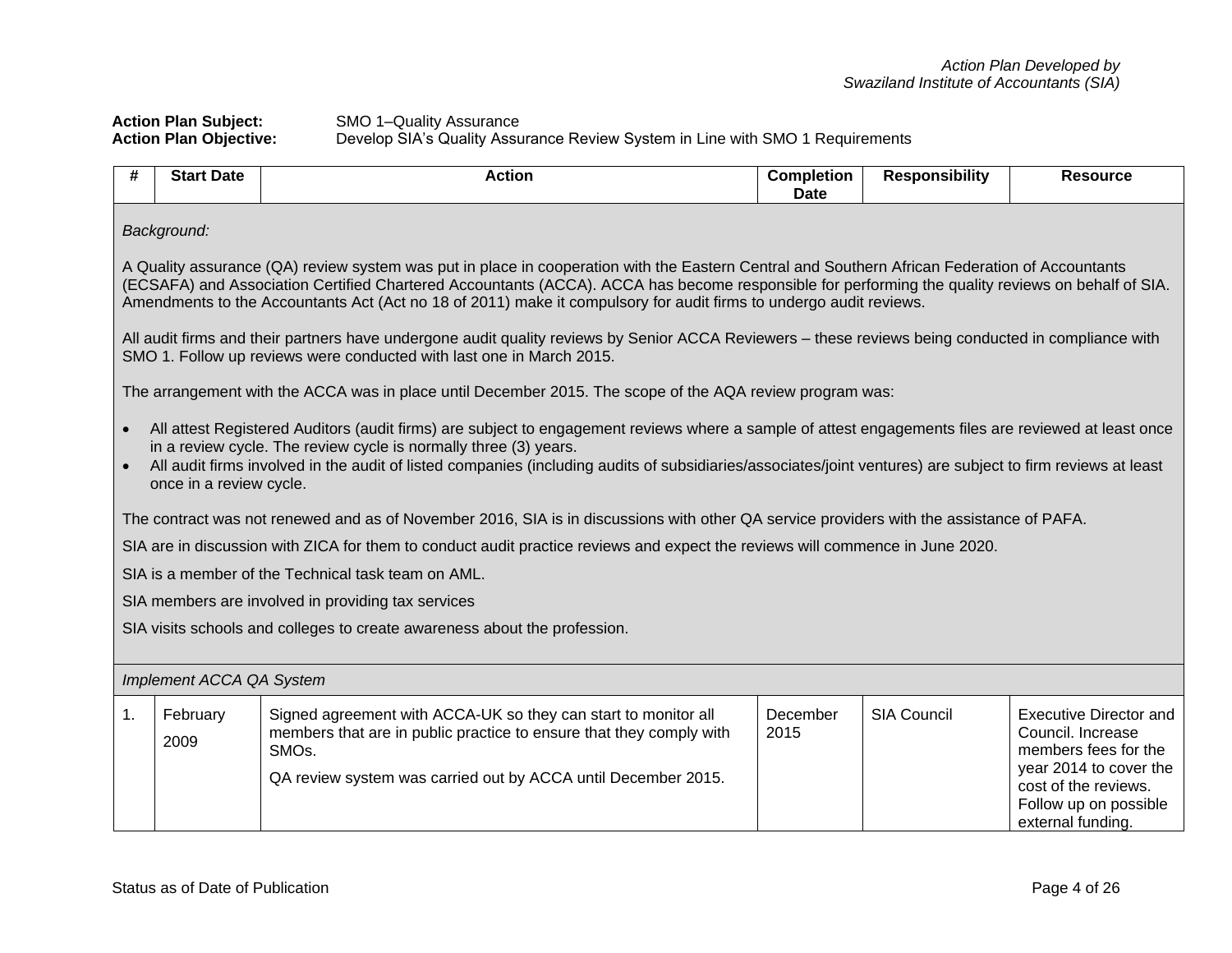**Action Plan Subject:** SMO 1–Quality Assurance
**Action Plan Objective:** Develop SIA's Quality Assurance Review System in Line with SMO 1 Requirements

| # | Start Date | Action | Completion Date | Responsibility | Resource |
|---|---|---|---|---|---|
| *Background:*<br><br>A Quality assurance (QA) review system was put in place in cooperation with the Eastern Central and Southern African Federation of Accountants (ECSAFA) and Association Certified Chartered Accountants (ACCA). ACCA has become responsible for performing the quality reviews on behalf of SIA. Amendments to the Accountants Act (Act no 18 of 2011) make it compulsory for audit firms to undergo audit reviews.<br><br>All audit firms and their partners have undergone audit quality reviews by Senior ACCA Reviewers – these reviews being conducted in compliance with SMO 1. Follow up reviews were conducted with last one in March 2015.<br><br>The arrangement with the ACCA was in place until December 2015. The scope of the AQA review program was:<br><br>• All attest Registered Auditors (audit firms) are subject to engagement reviews where a sample of attest engagements files are reviewed at least once in a review cycle. The review cycle is normally three (3) years.<br>• All audit firms involved in the audit of listed companies (including audits of subsidiaries/associates/joint ventures) are subject to firm reviews at least once in a review cycle.<br><br>The contract was not renewed and as of November 2016, SIA is in discussions with other QA service providers with the assistance of PAFA.<br><br>SIA are in discussion with ZICA for them to conduct audit practice reviews and expect the reviews will commence in June 2020.<br><br>SIA is a member of the Technical task team on AML.<br><br>SIA members are involved in providing tax services<br><br>SIA visits schools and colleges to create awareness about the profession. | | | | | |
| *Implement ACCA QA System* | | | | | |
| 1. | February 2009 | Signed agreement with ACCA-UK so they can start to monitor all members that are in public practice to ensure that they comply with SMOs.<br><br>QA review system was carried out by ACCA until December 2015. | December 2015 | SIA Council | Executive Director and Council. Increase members fees for the year 2014 to cover the cost of the reviews. Follow up on possible external funding. |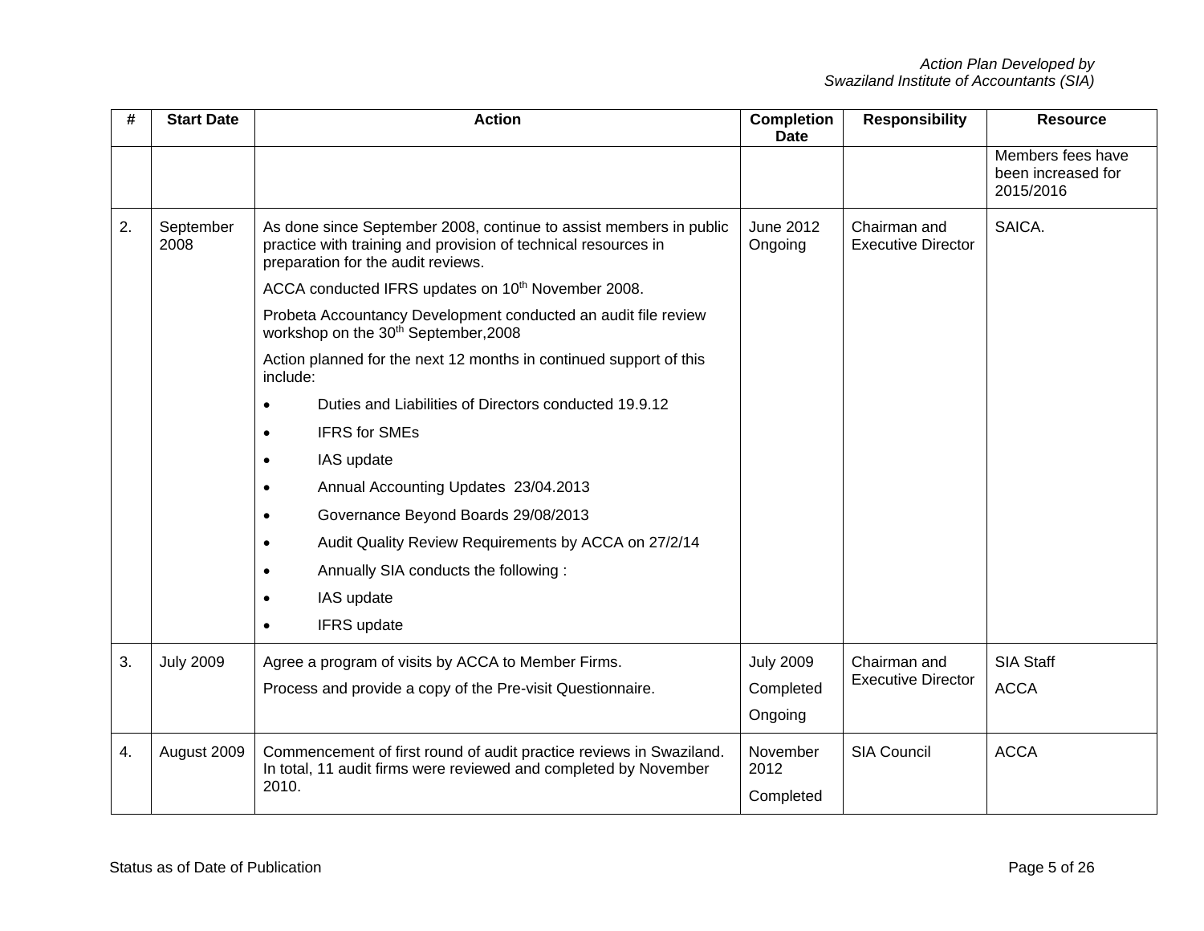| # | Start Date | Action | Completion Date | Responsibility | Resource |
|---|---|---|---|---|---|
| | | | | | Members fees have been increased for 2015/2016 |
| 2. | September 2008 | As done since September 2008, continue to assist members in public practice with training and provision of technical resources in preparation for the audit reviews.<br>ACCA conducted IFRS updates on 10th November 2008.<br>Probeta Accountancy Development conducted an audit file review workshop on the 30th September,2008<br>Action planned for the next 12 months in continued support of this include:<br>• Duties and Liabilities of Directors conducted 19.9.12<br>• IFRS for SMEs<br>• IAS update<br>• Annual Accounting Updates 23/04.2013<br>• Governance Beyond Boards 29/08/2013<br>• Audit Quality Review Requirements by ACCA on 27/2/14<br>• Annually SIA conducts the following :<br>• IAS update<br>• IFRS update | June 2012 Ongoing | Chairman and Executive Director | SAICA. |
| 3. | July 2009 | Agree a program of visits by ACCA to Member Firms.<br>Process and provide a copy of the Pre-visit Questionnaire. | July 2009<br>Completed<br>Ongoing | Chairman and Executive Director | SIA Staff<br>ACCA |
| 4. | August 2009 | Commencement of first round of audit practice reviews in Swaziland. In total, 11 audit firms were reviewed and completed by November 2010. | November 2012<br>Completed | SIA Council | ACCA |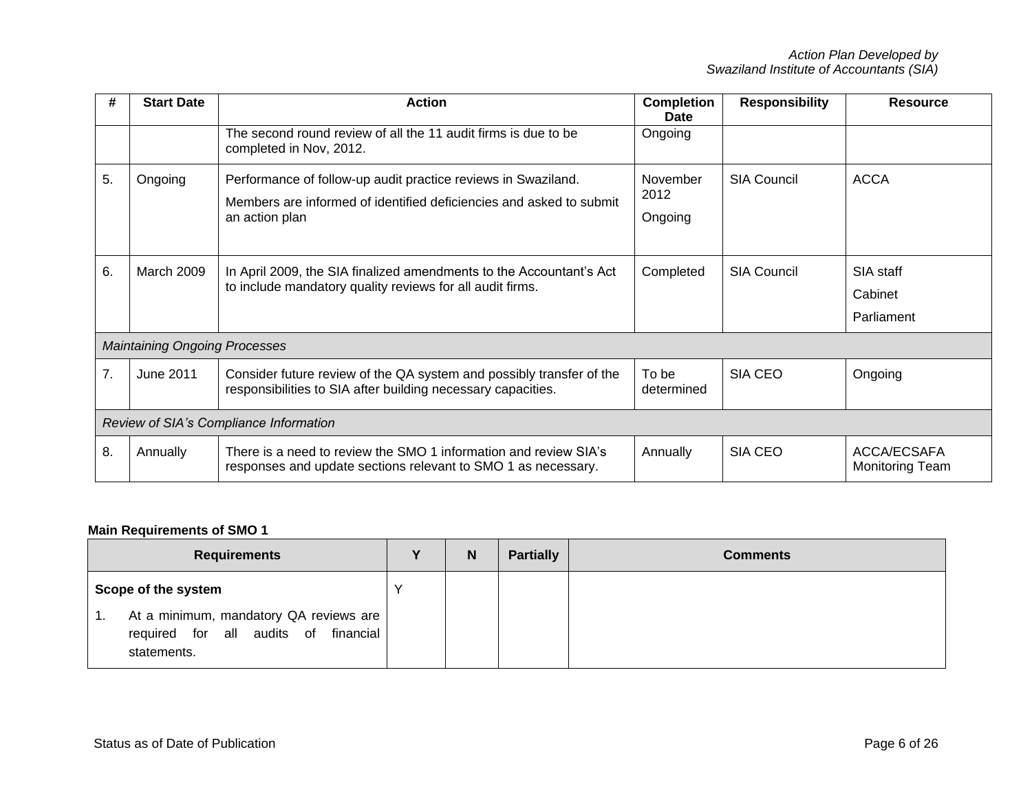| # | Start Date | Action | Completion Date | Responsibility | Resource |
|---|---|---|---|---|---|
| | | The second round review of all the 11 audit firms is due to be completed in Nov, 2012. | Ongoing | | |
| 5. | Ongoing | Performance of follow-up audit practice reviews in Swaziland.<br>Members are informed of identified deficiencies and asked to submit an action plan | November 2012<br>Ongoing | SIA Council | ACCA |
| 6. | March 2009 | In April 2009, the SIA finalized amendments to the Accountant's Act to include mandatory quality reviews for all audit firms. | Completed | SIA Council | SIA staff<br>Cabinet<br>Parliament |
| *Maintaining Ongoing Processes* | | | | | |
| 7. | June 2011 | Consider future review of the QA system and possibly transfer of the responsibilities to SIA after building necessary capacities. | To be determined | SIA CEO | Ongoing |
| *Review of SIA's Compliance Information* | | | | | |
| 8. | Annually | There is a need to review the SMO 1 information and review SIA's responses and update sections relevant to SMO 1 as necessary. | Annually | SIA CEO | ACCA/ECSAFA Monitoring Team |

**Main Requirements of SMO 1**

| Requirements | Y | N | Partially | Comments |
|---|---|---|---|---|
| **Scope of the system**<br>1. At a minimum, mandatory QA reviews are required for all audits of financial statements. | Y | | | |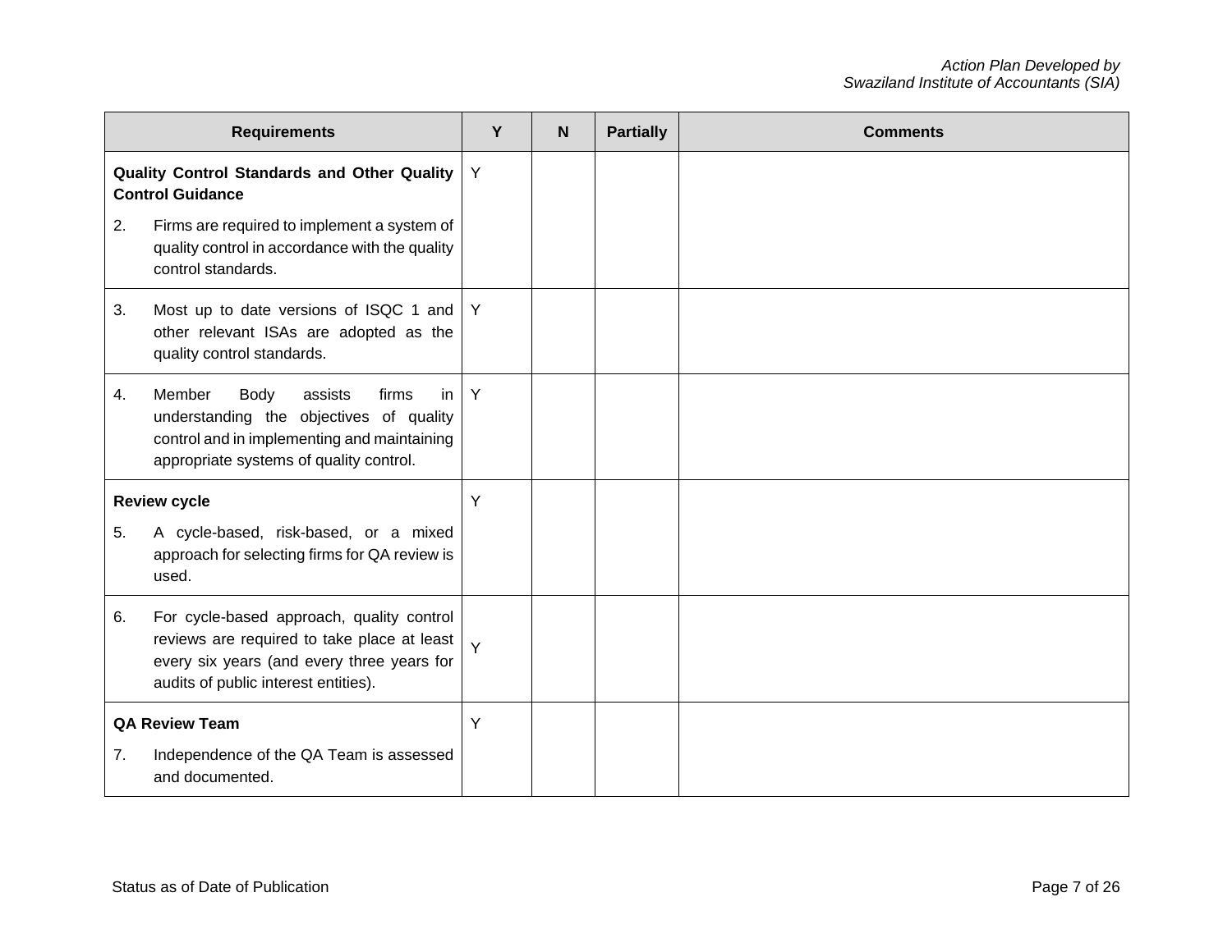| Requirements | Y | N | Partially | Comments |
|---|---|---|---|---|
| **Quality Control Standards and Other Quality Control Guidance**<br>2. Firms are required to implement a system of quality control in accordance with the quality control standards. | Y | | | |
| 3. Most up to date versions of ISQC 1 and other relevant ISAs are adopted as the quality control standards. | Y | | | |
| 4. Member Body assists firms in understanding the objectives of quality control and in implementing and maintaining appropriate systems of quality control. | Y | | | |
| **Review cycle**<br>5. A cycle-based, risk-based, or a mixed approach for selecting firms for QA review is used. | Y | | | |
| 6. For cycle-based approach, quality control reviews are required to take place at least every six years (and every three years for audits of public interest entities). | Y | | | |
| **QA Review Team**<br>7. Independence of the QA Team is assessed and documented. | Y | | | |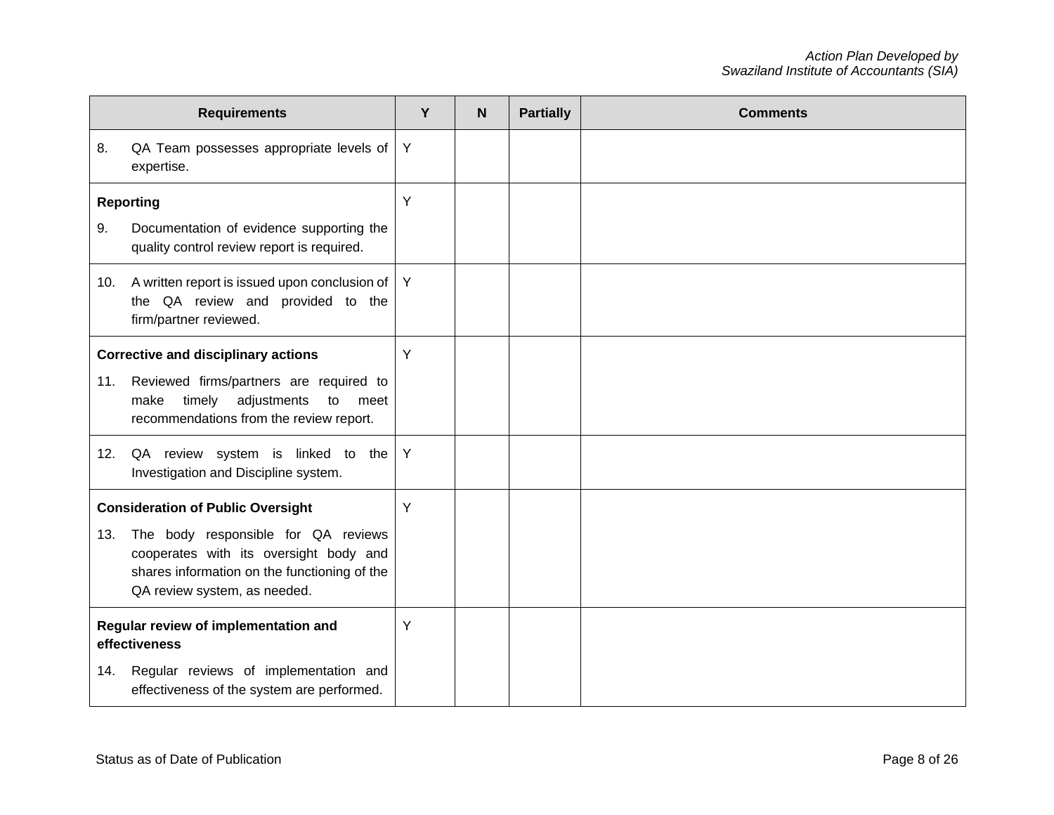| Requirements | Y | N | Partially | Comments |
|---|---|---|---|---|
| 8. QA Team possesses appropriate levels of expertise. | Y | | | |
| **Reporting**<br>9. Documentation of evidence supporting the quality control review report is required. | Y | | | |
| 10. A written report is issued upon conclusion of the QA review and provided to the firm/partner reviewed. | Y | | | |
| **Corrective and disciplinary actions**<br>11. Reviewed firms/partners are required to make timely adjustments to meet recommendations from the review report. | Y | | | |
| 12. QA review system is linked to the Investigation and Discipline system. | Y | | | |
| **Consideration of Public Oversight**<br>13. The body responsible for QA reviews cooperates with its oversight body and shares information on the functioning of the QA review system, as needed. | Y | | | |
| **Regular review of implementation and effectiveness**<br>14. Regular reviews of implementation and effectiveness of the system are performed. | Y | | | |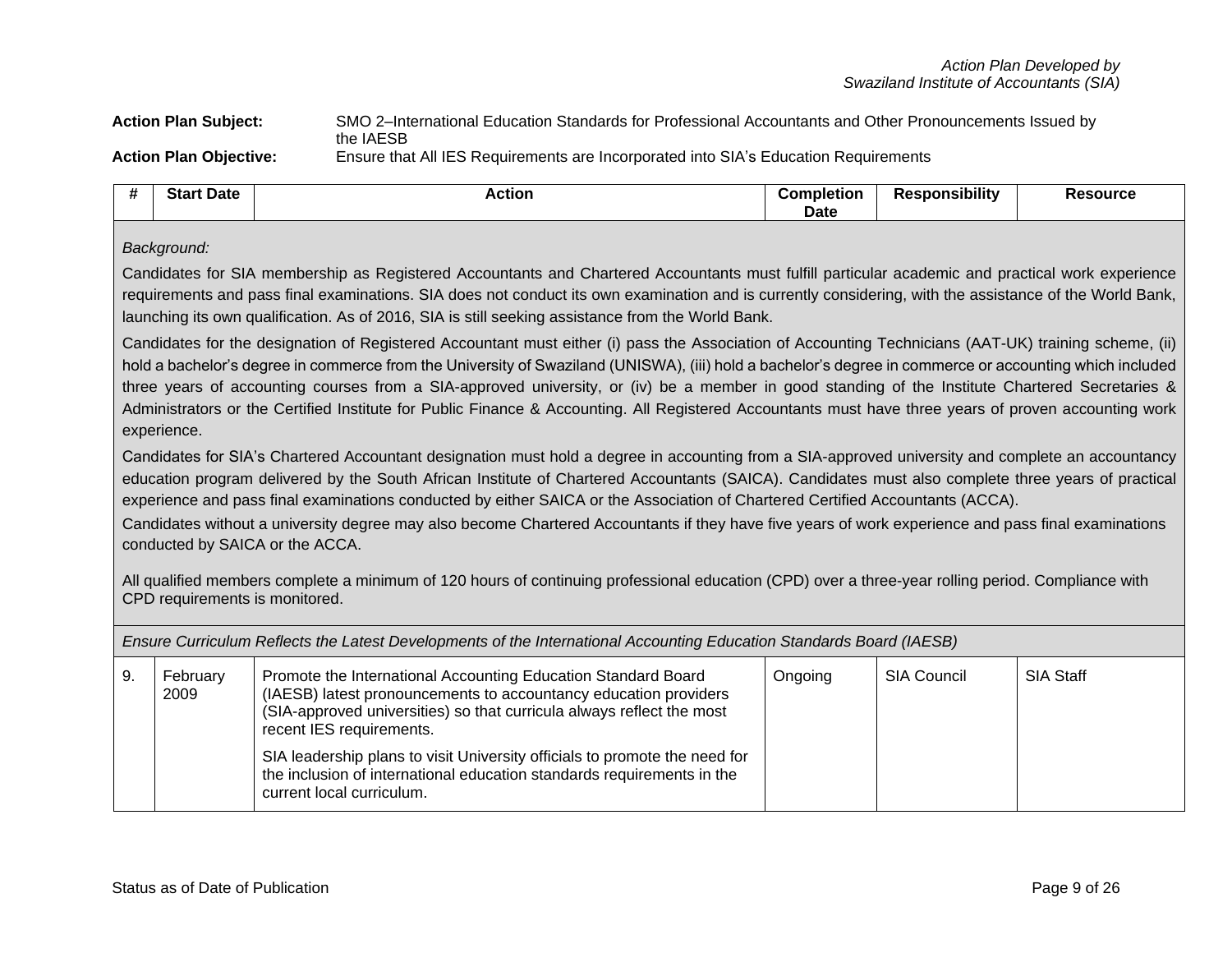**Action Plan Subject:** SMO 2–International Education Standards for Professional Accountants and Other Pronouncements Issued by the IAESB

**Action Plan Objective:** Ensure that All IES Requirements are Incorporated into SIA's Education Requirements

| # | Start Date | Action | Completion Date | Responsibility | Resource |
|---|---|---|---|---|---|
| *Background:*<br><br>Candidates for SIA membership as Registered Accountants and Chartered Accountants must fulfill particular academic and practical work experience requirements and pass final examinations. SIA does not conduct its own examination and is currently considering, with the assistance of the World Bank, launching its own qualification. As of 2016, SIA is still seeking assistance from the World Bank.<br><br>Candidates for the designation of Registered Accountant must either (i) pass the Association of Accounting Technicians (AAT-UK) training scheme, (ii) hold a bachelor's degree in commerce from the University of Swaziland (UNISWA), (iii) hold a bachelor's degree in commerce or accounting which included three years of accounting courses from a SIA-approved university, or (iv) be a member in good standing of the Institute Chartered Secretaries & Administrators or the Certified Institute for Public Finance & Accounting. All Registered Accountants must have three years of proven accounting work experience.<br><br>Candidates for SIA's Chartered Accountant designation must hold a degree in accounting from a SIA-approved university and complete an accountancy education program delivered by the South African Institute of Chartered Accountants (SAICA). Candidates must also complete three years of practical experience and pass final examinations conducted by either SAICA or the Association of Chartered Certified Accountants (ACCA).<br><br>Candidates without a university degree may also become Chartered Accountants if they have five years of work experience and pass final examinations conducted by SAICA or the ACCA.<br><br>All qualified members complete a minimum of 120 hours of continuing professional education (CPD) over a three-year rolling period. Compliance with CPD requirements is monitored. | | | | | |
| *Ensure Curriculum Reflects the Latest Developments of the International Accounting Education Standards Board (IAESB)* | | | | | |
| 9. | February 2009 | Promote the International Accounting Education Standard Board (IAESB) latest pronouncements to accountancy education providers (SIA-approved universities) so that curricula always reflect the most recent IES requirements.<br><br>SIA leadership plans to visit University officials to promote the need for the inclusion of international education standards requirements in the current local curriculum. | Ongoing | SIA Council | SIA Staff |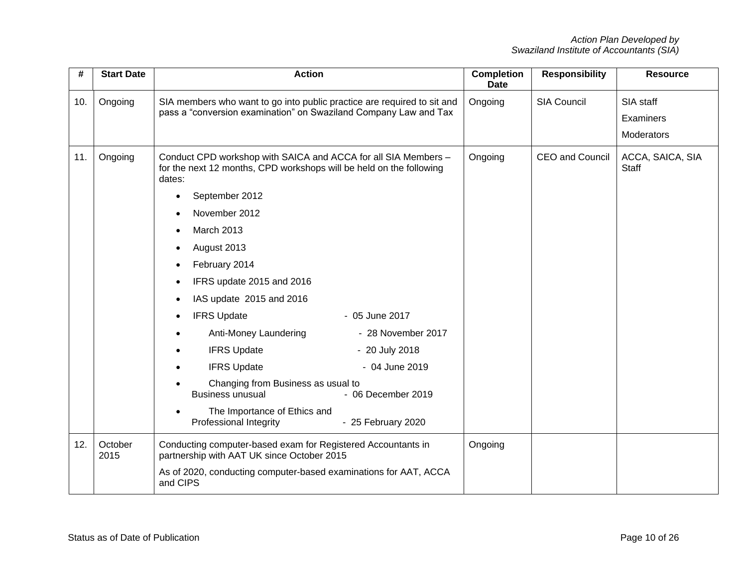| # | Start Date | Action | Completion Date | Responsibility | Resource |
|---|---|---|---|---|---|
| 10. | Ongoing | SIA members who want to go into public practice are required to sit and pass a "conversion examination" on Swaziland Company Law and Tax | Ongoing | SIA Council | SIA staff<br>Examiners<br>Moderators |
| 11. | Ongoing | Conduct CPD workshop with SAICA and ACCA for all SIA Members – for the next 12 months, CPD workshops will be held on the following dates:<br>• September 2012<br>• November 2012<br>• March 2013<br>• August 2013<br>• February 2014<br>• IFRS update 2015 and 2016<br>• IAS update 2015 and 2016<br>• IFRS Update - 05 June 2017<br>• Anti-Money Laundering - 28 November 2017<br>• IFRS Update - 20 July 2018<br>• IFRS Update - 04 June 2019<br>• Changing from Business as usual to Business unusual - 06 December 2019<br>• The Importance of Ethics and Professional Integrity - 25 February 2020 | Ongoing | CEO and Council | ACCA, SAICA, SIA Staff |
| 12. | October 2015 | Conducting computer-based exam for Registered Accountants in partnership with AAT UK since October 2015<br>As of 2020, conducting computer-based examinations for AAT, ACCA and CIPS | Ongoing | | |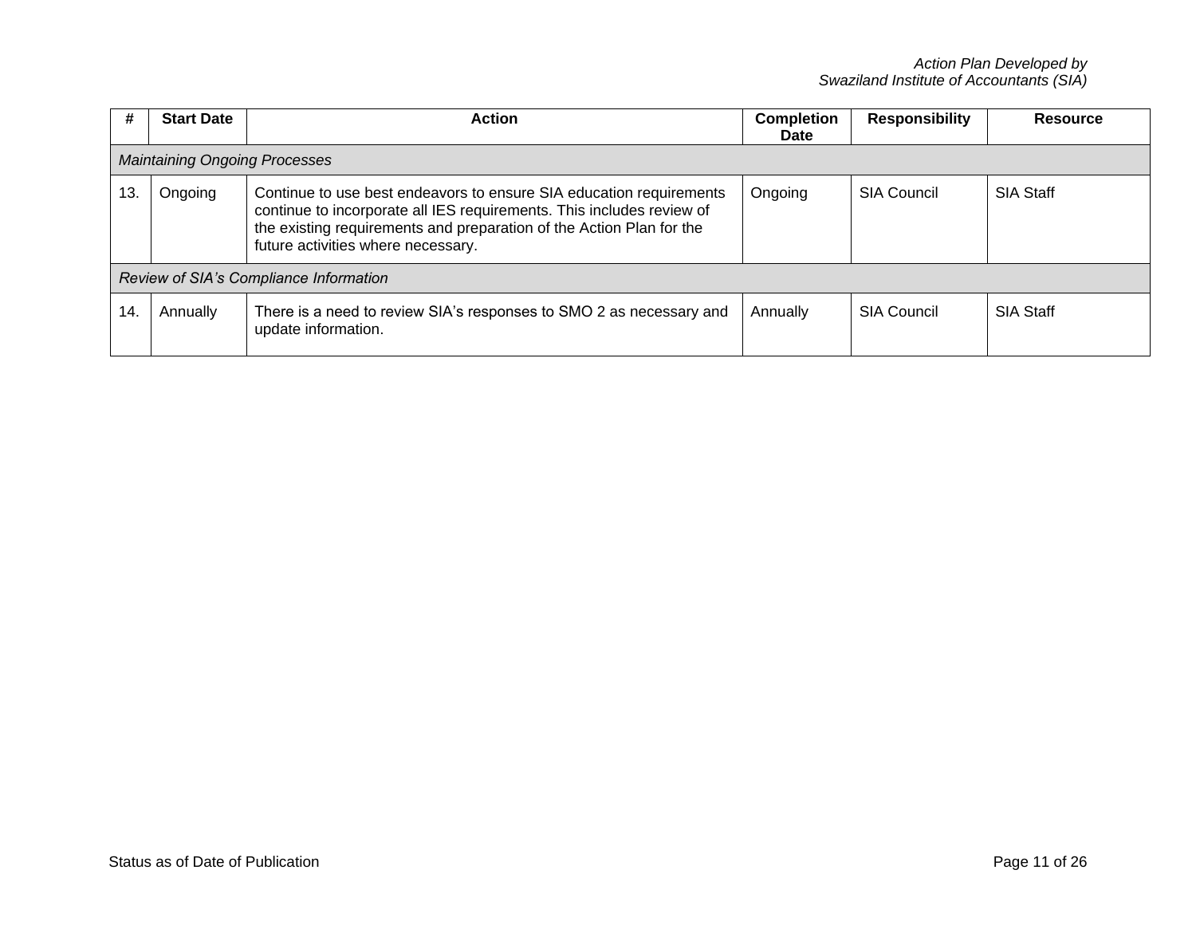| # | Start Date | Action | Completion Date | Responsibility | Resource |
|---|---|---|---|---|---|
| *Maintaining Ongoing Processes* | | | | | |
| 13. | Ongoing | Continue to use best endeavors to ensure SIA education requirements continue to incorporate all IES requirements. This includes review of the existing requirements and preparation of the Action Plan for the future activities where necessary. | Ongoing | SIA Council | SIA Staff |
| *Review of SIA's Compliance Information* | | | | | |
| 14. | Annually | There is a need to review SIA's responses to SMO 2 as necessary and update information. | Annually | SIA Council | SIA Staff |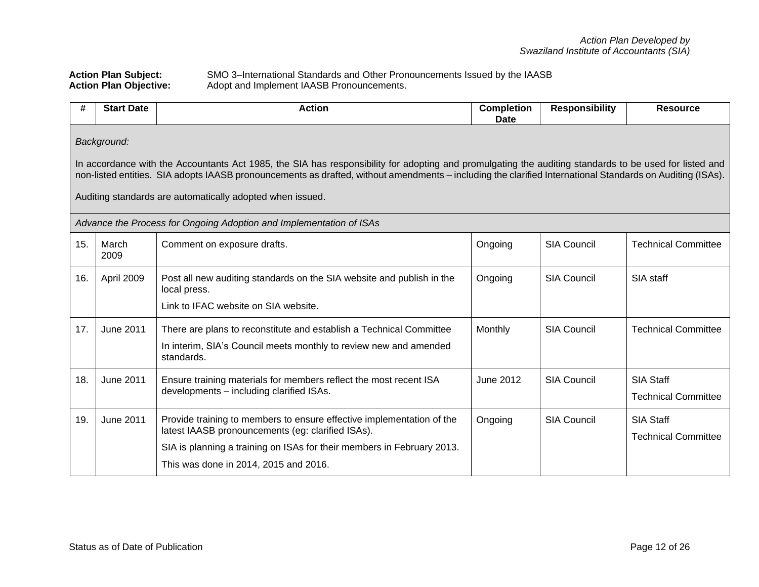Action Plan Developed by Swaziland Institute of Accountants (SIA)

**Action Plan Subject:** SMO 3–International Standards and Other Pronouncements Issued by the IAASB

**Action Plan Objective:** Adopt and Implement IAASB Pronouncements.

| # | Start Date | Action | Completion Date | Responsibility | Resource |
|---|---|---|---|---|---|
| *Background:*<br><br>In accordance with the Accountants Act 1985, the SIA has responsibility for adopting and promulgating the auditing standards to be used for listed and non-listed entities. SIA adopts IAASB pronouncements as drafted, without amendments – including the clarified International Standards on Auditing (ISAs).<br><br>Auditing standards are automatically adopted when issued. | | | | | |
| *Advance the Process for Ongoing Adoption and Implementation of ISAs* | | | | | |
| 15. | March 2009 | Comment on exposure drafts. | Ongoing | SIA Council | Technical Committee |
| 16. | April 2009 | Post all new auditing standards on the SIA website and publish in the local press.<br><br>Link to IFAC website on SIA website. | Ongoing | SIA Council | SIA staff |
| 17. | June 2011 | There are plans to reconstitute and establish a Technical Committee<br><br>In interim, SIA's Council meets monthly to review new and amended standards. | Monthly | SIA Council | Technical Committee |
| 18. | June 2011 | Ensure training materials for members reflect the most recent ISA developments – including clarified ISAs. | June 2012 | SIA Council | SIA Staff<br><br>Technical Committee |
| 19. | June 2011 | Provide training to members to ensure effective implementation of the latest IAASB pronouncements (eg: clarified ISAs).<br><br>SIA is planning a training on ISAs for their members in February 2013.<br><br>This was done in 2014, 2015 and 2016. | Ongoing | SIA Council | SIA Staff<br><br>Technical Committee |

Status as of Date of Publication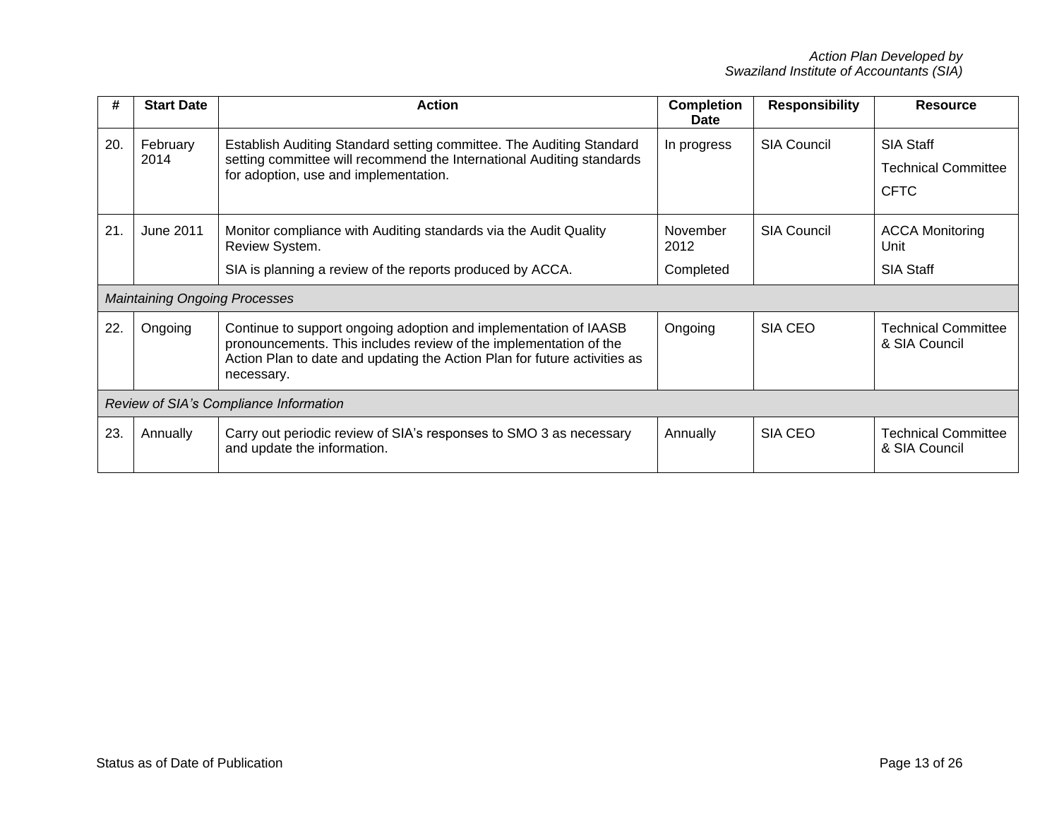| # | Start Date | Action | Completion Date | Responsibility | Resource |
|---|---|---|---|---|---|
| 20. | February 2014 | Establish Auditing Standard setting committee. The Auditing Standard setting committee will recommend the International Auditing standards for adoption, use and implementation. | In progress | SIA Council | SIA Staff<br>Technical Committee<br>CFTC |
| 21. | June 2011 | Monitor compliance with Auditing standards via the Audit Quality Review System.<br>SIA is planning a review of the reports produced by ACCA. | November 2012<br>Completed | SIA Council | ACCA Monitoring Unit<br>SIA Staff |
| *Maintaining Ongoing Processes* | | | | | |
| 22. | Ongoing | Continue to support ongoing adoption and implementation of IAASB pronouncements. This includes review of the implementation of the Action Plan to date and updating the Action Plan for future activities as necessary. | Ongoing | SIA CEO | Technical Committee & SIA Council |
| *Review of SIA's Compliance Information* | | | | | |
| 23. | Annually | Carry out periodic review of SIA's responses to SMO 3 as necessary and update the information. | Annually | SIA CEO | Technical Committee & SIA Council |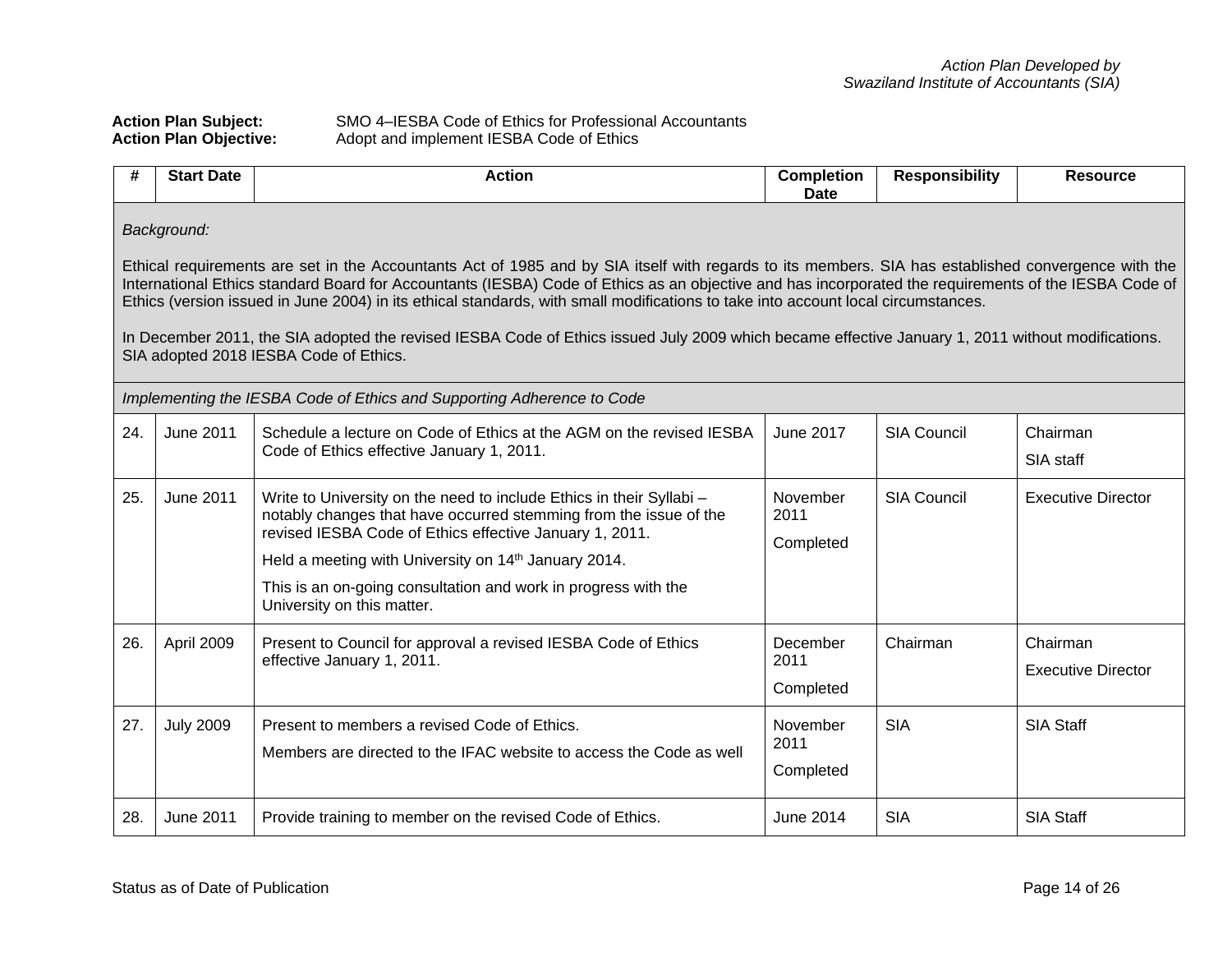**Action Plan Subject:** SMO 4–IESBA Code of Ethics for Professional Accountants
**Action Plan Objective:** Adopt and implement IESBA Code of Ethics

| # | Start Date | Action | Completion Date | Responsibility | Resource |
|---|---|---|---|---|---|
| *Background:*<br><br>Ethical requirements are set in the Accountants Act of 1985 and by SIA itself with regards to its members. SIA has established convergence with the International Ethics standard Board for Accountants (IESBA) Code of Ethics as an objective and has incorporated the requirements of the IESBA Code of Ethics (version issued in June 2004) in its ethical standards, with small modifications to take into account local circumstances.<br><br>In December 2011, the SIA adopted the revised IESBA Code of Ethics issued July 2009 which became effective January 1, 2011 without modifications. SIA adopted 2018 IESBA Code of Ethics. | | | | | |
| *Implementing the IESBA Code of Ethics and Supporting Adherence to Code* | | | | | |
| 24. | June 2011 | Schedule a lecture on Code of Ethics at the AGM on the revised IESBA Code of Ethics effective January 1, 2011. | June 2017 | SIA Council | Chairman<br>SIA staff |
| 25. | June 2011 | Write to University on the need to include Ethics in their Syllabi – notably changes that have occurred stemming from the issue of the revised IESBA Code of Ethics effective January 1, 2011.<br>Held a meeting with University on 14th January 2014.<br>This is an on-going consultation and work in progress with the University on this matter. | November 2011<br>Completed | SIA Council | Executive Director |
| 26. | April 2009 | Present to Council for approval a revised IESBA Code of Ethics effective January 1, 2011. | December 2011<br>Completed | Chairman | Chairman<br>Executive Director |
| 27. | July 2009 | Present to members a revised Code of Ethics.<br>Members are directed to the IFAC website to access the Code as well | November 2011<br>Completed | SIA | SIA Staff |
| 28. | June 2011 | Provide training to member on the revised Code of Ethics. | June 2014 | SIA | SIA Staff |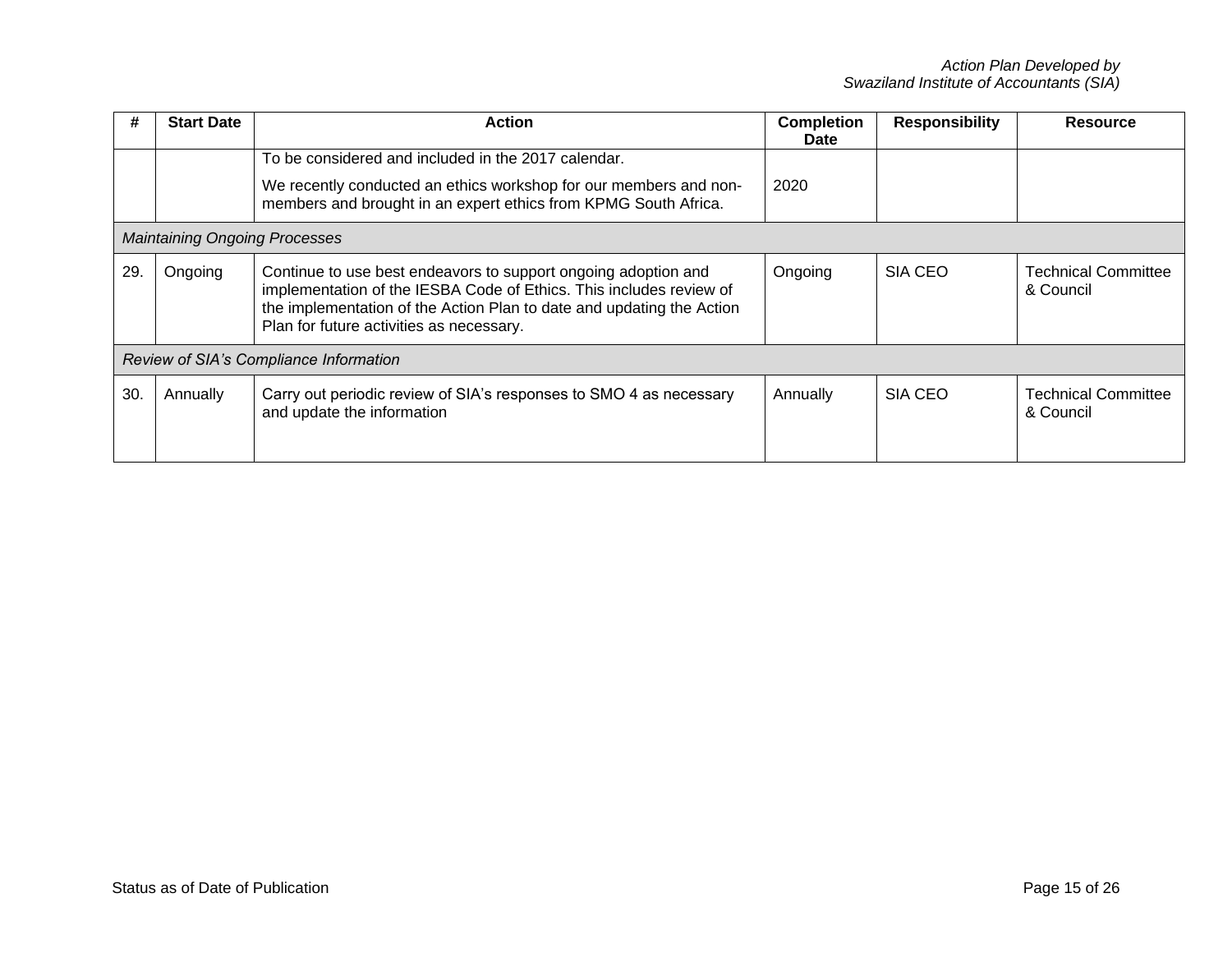| # | Start Date | Action | Completion Date | Responsibility | Resource |
|---|---|---|---|---|---|
| | | To be considered and included in the 2017 calendar.<br><br>We recently conducted an ethics workshop for our members and non-members and brought in an expert ethics from KPMG South Africa. | 2020 | | |
| *Maintaining Ongoing Processes* | | | | | |
| 29. | Ongoing | Continue to use best endeavors to support ongoing adoption and implementation of the IESBA Code of Ethics. This includes review of the implementation of the Action Plan to date and updating the Action Plan for future activities as necessary. | Ongoing | SIA CEO | Technical Committee & Council |
| *Review of SIA's Compliance Information* | | | | | |
| 30. | Annually | Carry out periodic review of SIA's responses to SMO 4 as necessary and update the information | Annually | SIA CEO | Technical Committee & Council |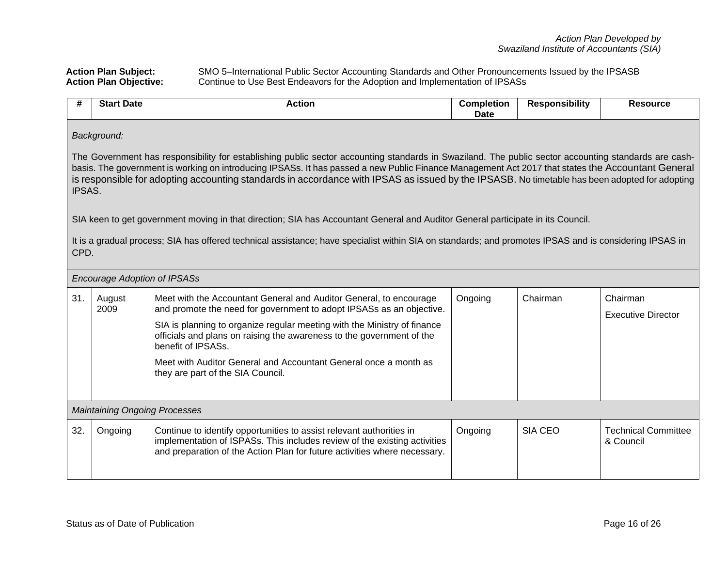*Action Plan Developed by Swaziland Institute of Accountants (SIA)*

**Action Plan Subject:** SMO 5–International Public Sector Accounting Standards and Other Pronouncements Issued by the IPSASB
**Action Plan Objective:** Continue to Use Best Endeavors for the Adoption and Implementation of IPSASs

| # | Start Date | Action | Completion Date | Responsibility | Resource |
|---|---|---|---|---|---|
| *Background:*<br><br>The Government has responsibility for establishing public sector accounting standards in Swaziland. The public sector accounting standards are cash-basis. The government is working on introducing IPSASs. It has passed a new Public Finance Management Act 2017 that states the Accountant General is responsible for adopting accounting standards in accordance with IPSAS as issued by the IPSASB. No timetable has been adopted for adopting IPSAS.<br><br>SIA keen to get government moving in that direction; SIA has Accountant General and Auditor General participate in its Council.<br><br>It is a gradual process; SIA has offered technical assistance; have specialist within SIA on standards; and promotes IPSAS and is considering IPSAS in CPD. | | | | | |
| *Encourage Adoption of IPSASs* | | | | | |
| 31. | August 2009 | Meet with the Accountant General and Auditor General, to encourage and promote the need for government to adopt IPSASs as an objective.<br><br>SIA is planning to organize regular meeting with the Ministry of finance officials and plans on raising the awareness to the government of the benefit of IPSASs.<br><br>Meet with Auditor General and Accountant General once a month as they are part of the SIA Council. | Ongoing | Chairman | Chairman<br><br>Executive Director |
| *Maintaining Ongoing Processes* | | | | | |
| 32. | Ongoing | Continue to identify opportunities to assist relevant authorities in implementation of ISPASs. This includes review of the existing activities and preparation of the Action Plan for future activities where necessary. | Ongoing | SIA CEO | Technical Committee & Council |

Status as of Date of Publication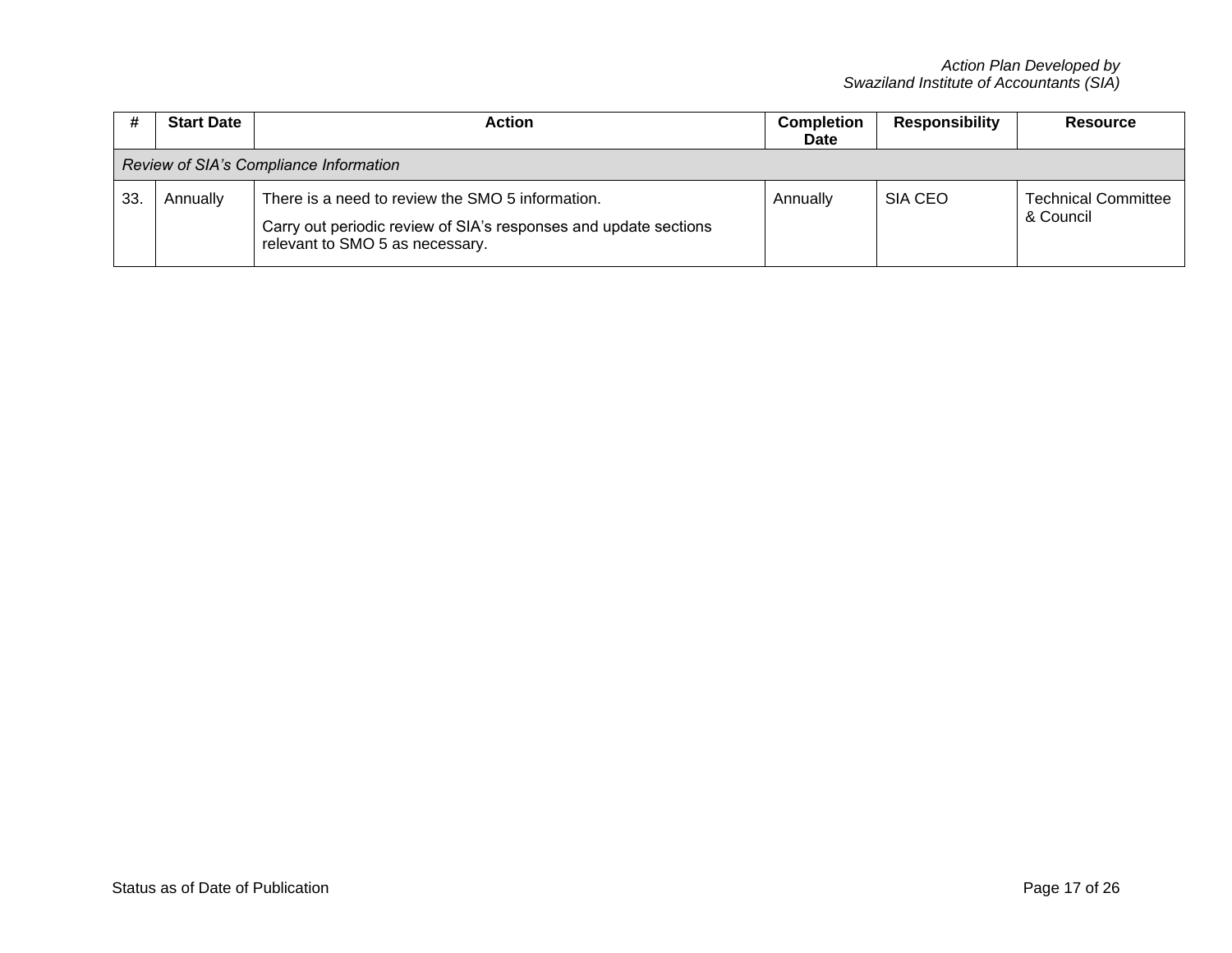| # | Start Date | Action | Completion Date | Responsibility | Resource |
|---|---|---|---|---|---|
| *Review of SIA's Compliance Information* | | | | | |
| 33. | Annually | There is a need to review the SMO 5 information.<br><br>Carry out periodic review of SIA's responses and update sections relevant to SMO 5 as necessary. | Annually | SIA CEO | Technical Committee & Council |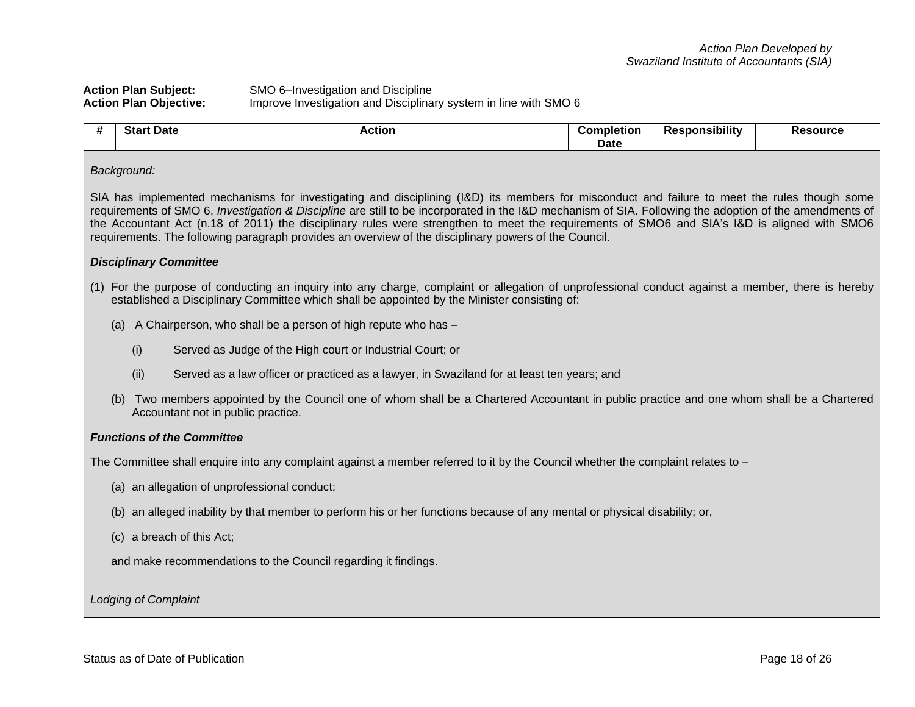*Action Plan Developed by*
*Swaziland Institute of Accountants (SIA)*

**Action Plan Subject:** SMO 6–Investigation and Discipline
**Action Plan Objective:** Improve Investigation and Disciplinary system in line with SMO 6

| # | Start Date | Action | Completion Date | Responsibility | Resource |
|---|---|---|---|---|---|

*Background:*

SIA has implemented mechanisms for investigating and disciplining (I&D) its members for misconduct and failure to meet the rules though some requirements of SMO 6, *Investigation & Discipline* are still to be incorporated in the I&D mechanism of SIA. Following the adoption of the amendments of the Accountant Act (n.18 of 2011) the disciplinary rules were strengthen to meet the requirements of SMO6 and SIA's I&D is aligned with SMO6 requirements. The following paragraph provides an overview of the disciplinary powers of the Council.

***Disciplinary Committee***

(1) For the purpose of conducting an inquiry into any charge, complaint or allegation of unprofessional conduct against a member, there is hereby established a Disciplinary Committee which shall be appointed by the Minister consisting of:

(a) A Chairperson, who shall be a person of high repute who has –

(i) Served as Judge of the High court or Industrial Court; or

(ii) Served as a law officer or practiced as a lawyer, in Swaziland for at least ten years; and

(b) Two members appointed by the Council one of whom shall be a Chartered Accountant in public practice and one whom shall be a Chartered Accountant not in public practice.

***Functions of the Committee***

The Committee shall enquire into any complaint against a member referred to it by the Council whether the complaint relates to –

(a) an allegation of unprofessional conduct;

(b) an alleged inability by that member to perform his or her functions because of any mental or physical disability; or,

(c) a breach of this Act;

and make recommendations to the Council regarding it findings.

*Lodging of Complaint*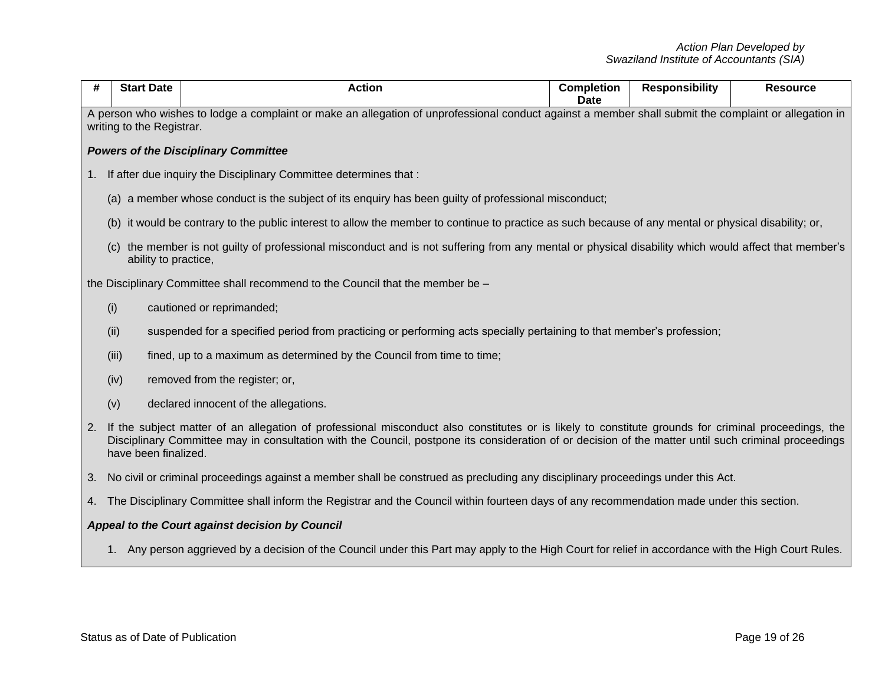| # | Start Date | Action | Completion Date | Responsibility | Resource |
|---|---|---|---|---|---|

A person who wishes to lodge a complaint or make an allegation of unprofessional conduct against a member shall submit the complaint or allegation in writing to the Registrar.

***Powers of the Disciplinary Committee***

1. If after due inquiry the Disciplinary Committee determines that :

   (a) a member whose conduct is the subject of its enquiry has been guilty of professional misconduct;

   (b) it would be contrary to the public interest to allow the member to continue to practice as such because of any mental or physical disability; or,

   (c) the member is not guilty of professional misconduct and is not suffering from any mental or physical disability which would affect that member's ability to practice,

the Disciplinary Committee shall recommend to the Council that the member be –

   (i) cautioned or reprimanded;

   (ii) suspended for a specified period from practicing or performing acts specially pertaining to that member's profession;

   (iii) fined, up to a maximum as determined by the Council from time to time;

   (iv) removed from the register; or,

   (v) declared innocent of the allegations.

2. If the subject matter of an allegation of professional misconduct also constitutes or is likely to constitute grounds for criminal proceedings, the Disciplinary Committee may in consultation with the Council, postpone its consideration of or decision of the matter until such criminal proceedings have been finalized.

3. No civil or criminal proceedings against a member shall be construed as precluding any disciplinary proceedings under this Act.

4. The Disciplinary Committee shall inform the Registrar and the Council within fourteen days of any recommendation made under this section.

***Appeal to the Court against decision by Council***

1. Any person aggrieved by a decision of the Council under this Part may apply to the High Court for relief in accordance with the High Court Rules.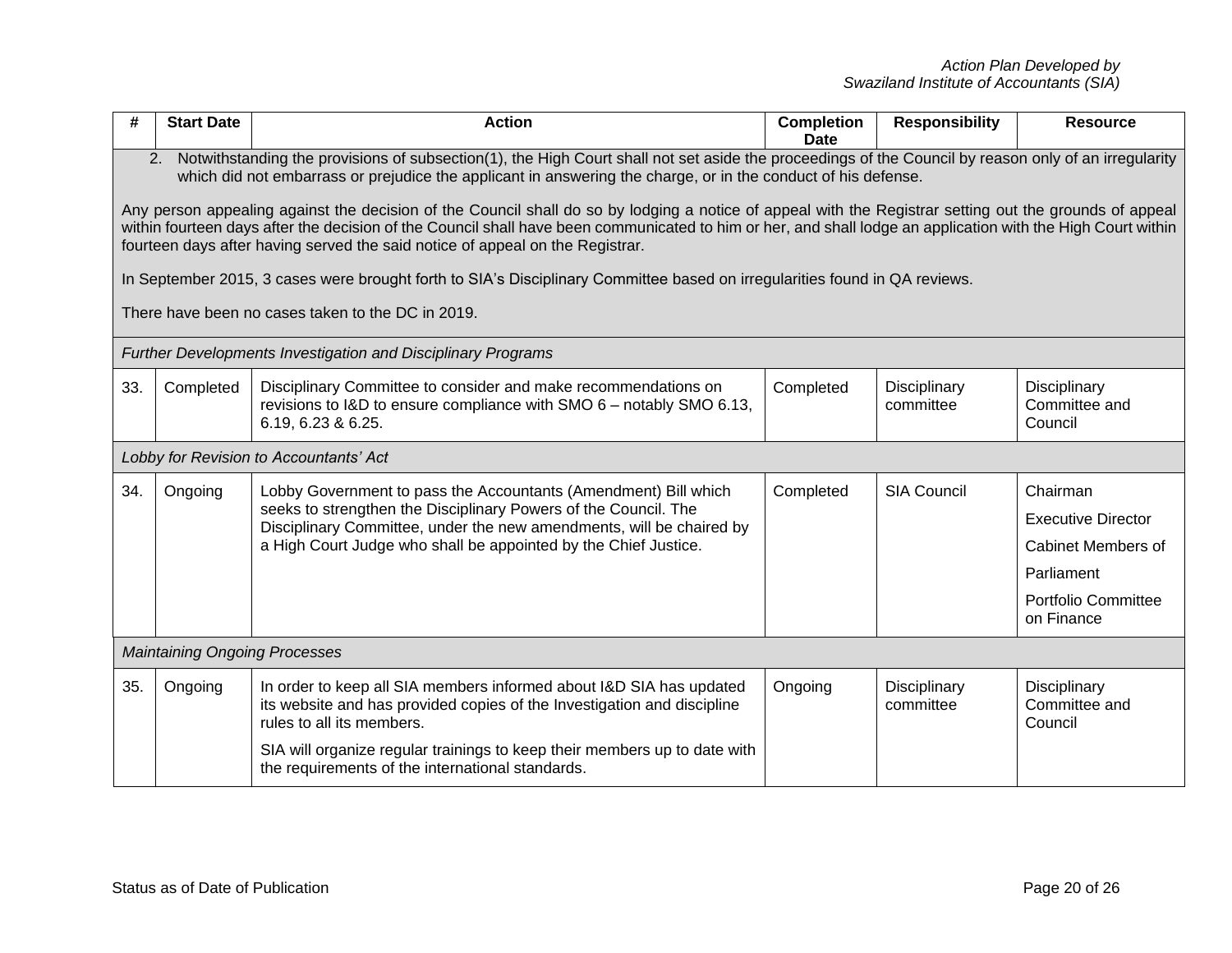| # | Start Date | Action | Completion Date | Responsibility | Resource |
|---|---|---|---|---|---|
| 2. Notwithstanding the provisions of subsection(1), the High Court shall not set aside the proceedings of the Council by reason only of an irregularity which did not embarrass or prejudice the applicant in answering the charge, or in the conduct of his defense. <br><br> Any person appealing against the decision of the Council shall do so by lodging a notice of appeal with the Registrar setting out the grounds of appeal within fourteen days after the decision of the Council shall have been communicated to him or her, and shall lodge an application with the High Court within fourteen days after having served the said notice of appeal on the Registrar. <br><br> In September 2015, 3 cases were brought forth to SIA's Disciplinary Committee based on irregularities found in QA reviews. <br><br> There have been no cases taken to the DC in 2019. | | | | | |
| *Further Developments Investigation and Disciplinary Programs* | | | | | |
| 33. | Completed | Disciplinary Committee to consider and make recommendations on revisions to I&D to ensure compliance with SMO 6 – notably SMO 6.13, 6.19, 6.23 & 6.25. | Completed | Disciplinary committee | Disciplinary Committee and Council |
| *Lobby for Revision to Accountants' Act* | | | | | |
| 34. | Ongoing | Lobby Government to pass the Accountants (Amendment) Bill which seeks to strengthen the Disciplinary Powers of the Council. The Disciplinary Committee, under the new amendments, will be chaired by a High Court Judge who shall be appointed by the Chief Justice. | Completed | SIA Council | Chairman <br> Executive Director <br> Cabinet Members of <br> Parliament <br> Portfolio Committee on Finance |
| *Maintaining Ongoing Processes* | | | | | |
| 35. | Ongoing | In order to keep all SIA members informed about I&D SIA has updated its website and has provided copies of the Investigation and discipline rules to all its members. <br><br> SIA will organize regular trainings to keep their members up to date with the requirements of the international standards. | Ongoing | Disciplinary committee | Disciplinary Committee and Council |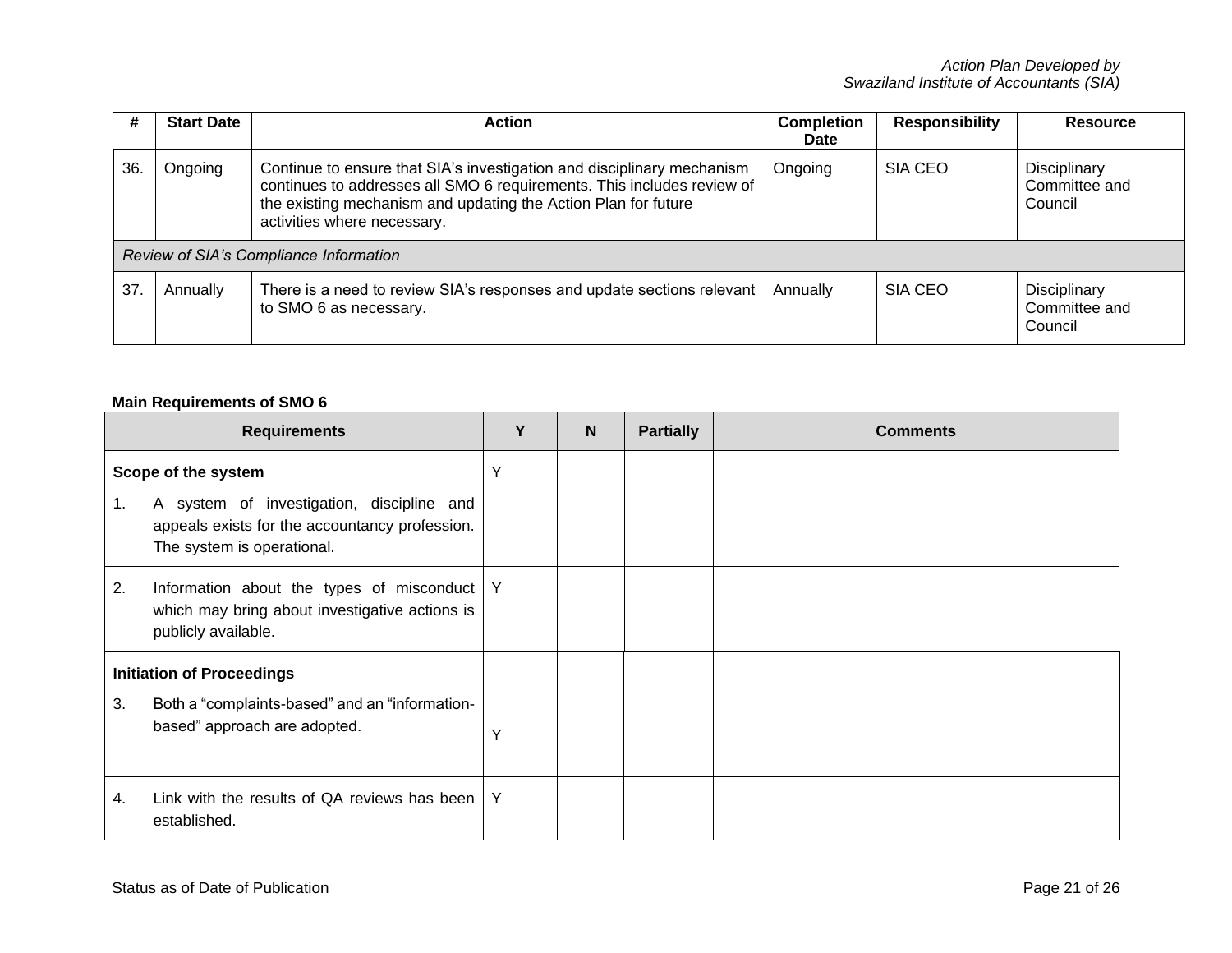| # | Start Date | Action | Completion Date | Responsibility | Resource |
|---|---|---|---|---|---|
| 36. | Ongoing | Continue to ensure that SIA's investigation and disciplinary mechanism continues to addresses all SMO 6 requirements. This includes review of the existing mechanism and updating the Action Plan for future activities where necessary. | Ongoing | SIA CEO | Disciplinary Committee and Council |
| *Review of SIA's Compliance Information* | | | | | |
| 37. | Annually | There is a need to review SIA's responses and update sections relevant to SMO 6 as necessary. | Annually | SIA CEO | Disciplinary Committee and Council |

**Main Requirements of SMO 6**

| Requirements | Y | N | Partially | Comments |
|---|---|---|---|---|
| **Scope of the system**<br>1. A system of investigation, discipline and appeals exists for the accountancy profession. The system is operational. | Y | | | |
| 2. Information about the types of misconduct which may bring about investigative actions is publicly available. | Y | | | |
| **Initiation of Proceedings**<br>3. Both a "complaints-based" and an "information-based" approach are adopted. | Y | | | |
| 4. Link with the results of QA reviews has been established. | Y | | | |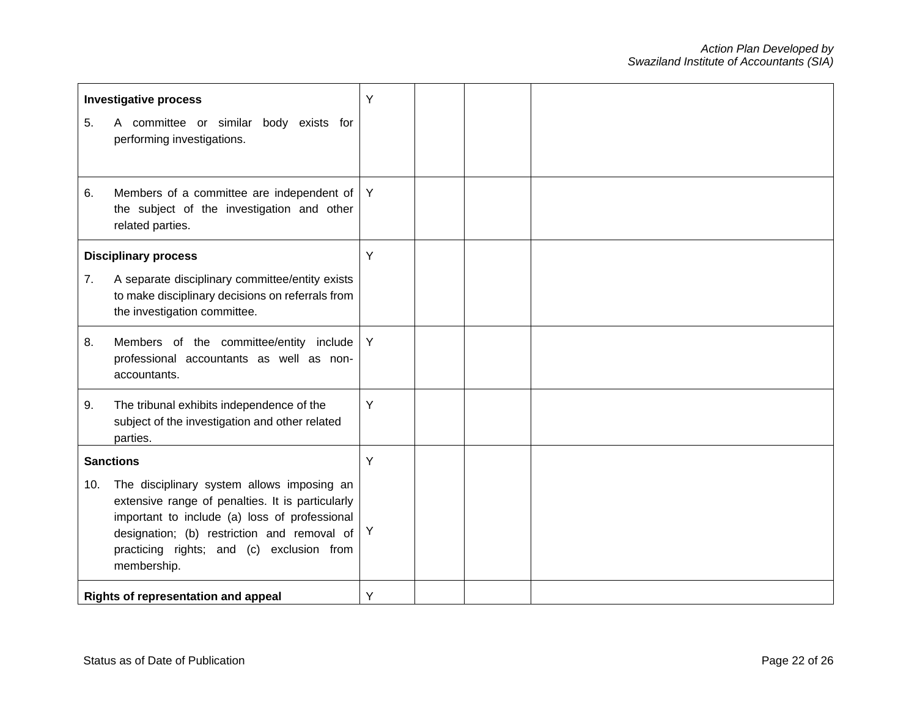| | | | | |
|---|---|---|---|---|
| **Investigative process**<br>5. A committee or similar body exists for performing investigations. | Y | | | |
| 6. Members of a committee are independent of the subject of the investigation and other related parties. | Y | | | |
| **Disciplinary process**<br>7. A separate disciplinary committee/entity exists to make disciplinary decisions on referrals from the investigation committee. | Y | | | |
| 8. Members of the committee/entity include professional accountants as well as non-accountants. | Y | | | |
| 9. The tribunal exhibits independence of the subject of the investigation and other related parties. | Y | | | |
| **Sanctions**<br>10. The disciplinary system allows imposing an extensive range of penalties. It is particularly important to include (a) loss of professional designation; (b) restriction and removal of practicing rights; and (c) exclusion from membership. | Y<br><br>Y | | | |
| **Rights of representation and appeal** | Y | | | |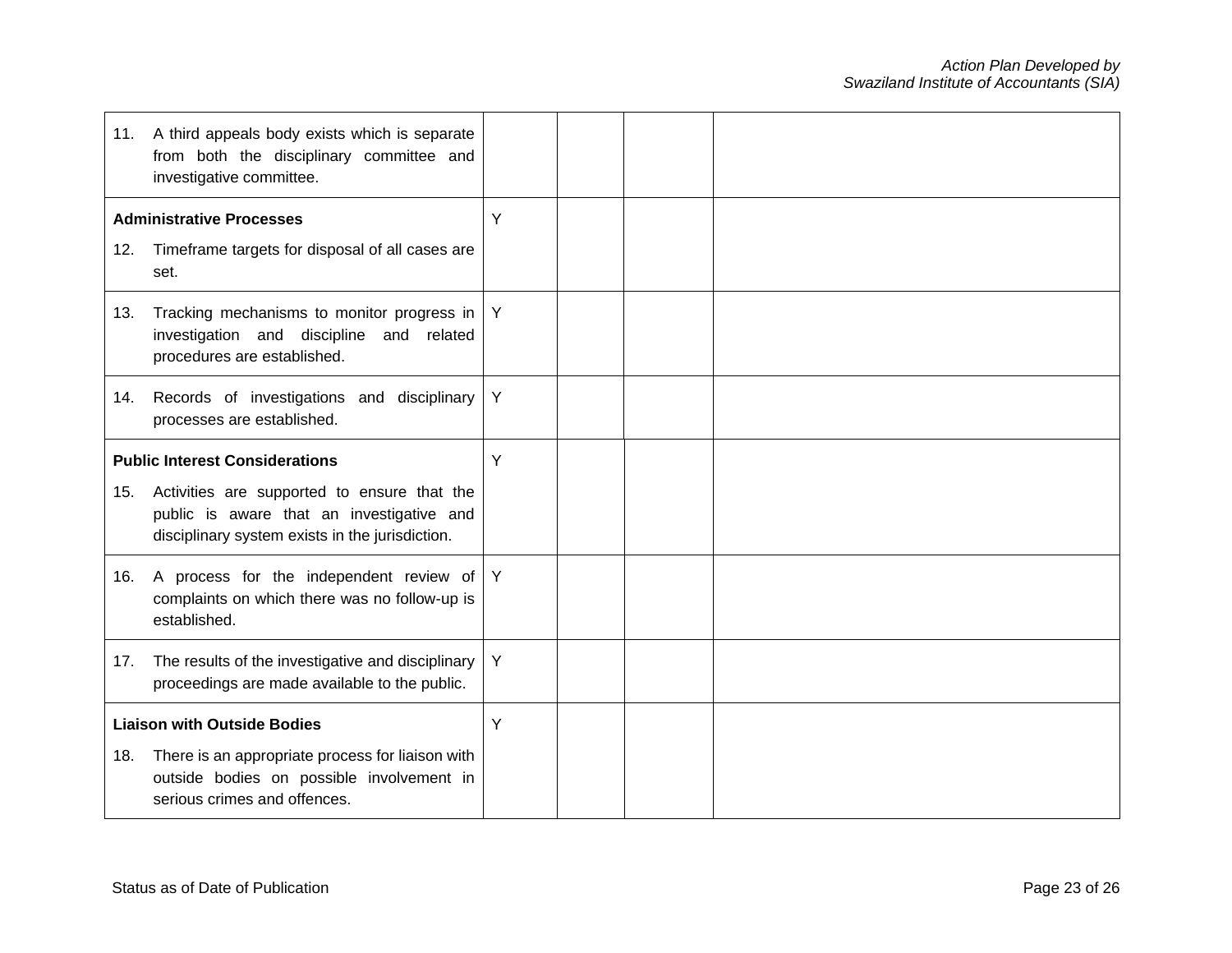| | | | | |
|---|---|---|---|---|
| 11. A third appeals body exists which is separate from both the disciplinary committee and investigative committee. | | | | |
| **Administrative Processes**<br>12. Timeframe targets for disposal of all cases are set. | Y | | | |
| 13. Tracking mechanisms to monitor progress in investigation and discipline and related procedures are established. | Y | | | |
| 14. Records of investigations and disciplinary processes are established. | Y | | | |
| **Public Interest Considerations**<br>15. Activities are supported to ensure that the public is aware that an investigative and disciplinary system exists in the jurisdiction. | Y | | | |
| 16. A process for the independent review of complaints on which there was no follow-up is established. | Y | | | |
| 17. The results of the investigative and disciplinary proceedings are made available to the public. | Y | | | |
| **Liaison with Outside Bodies**<br>18. There is an appropriate process for liaison with outside bodies on possible involvement in serious crimes and offences. | Y | | | |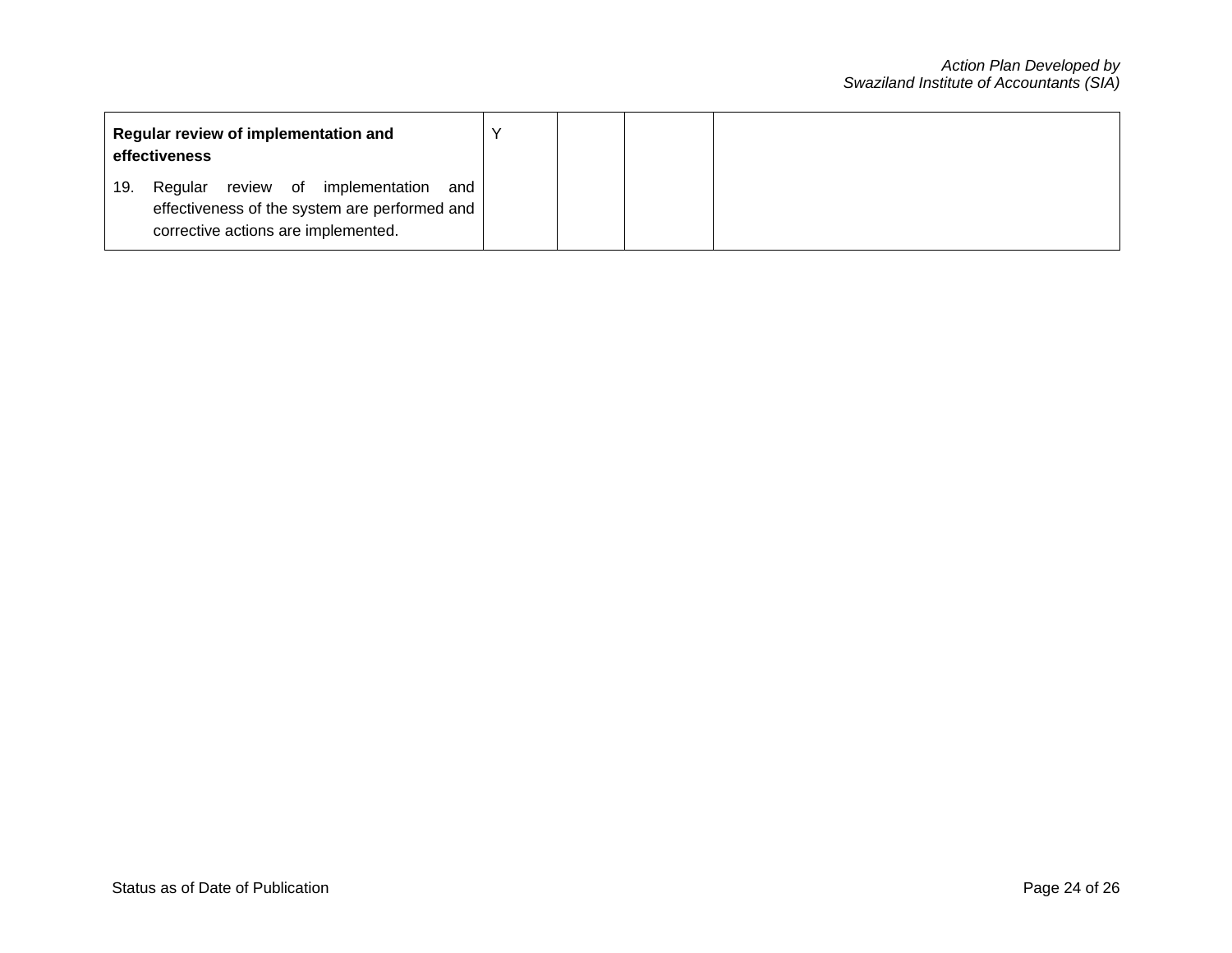| | | | | |
|---|---|---|---|---|
| **Regular review of implementation and effectiveness**<br><br>19. Regular review of implementation and effectiveness of the system are performed and corrective actions are implemented. | Y | | | |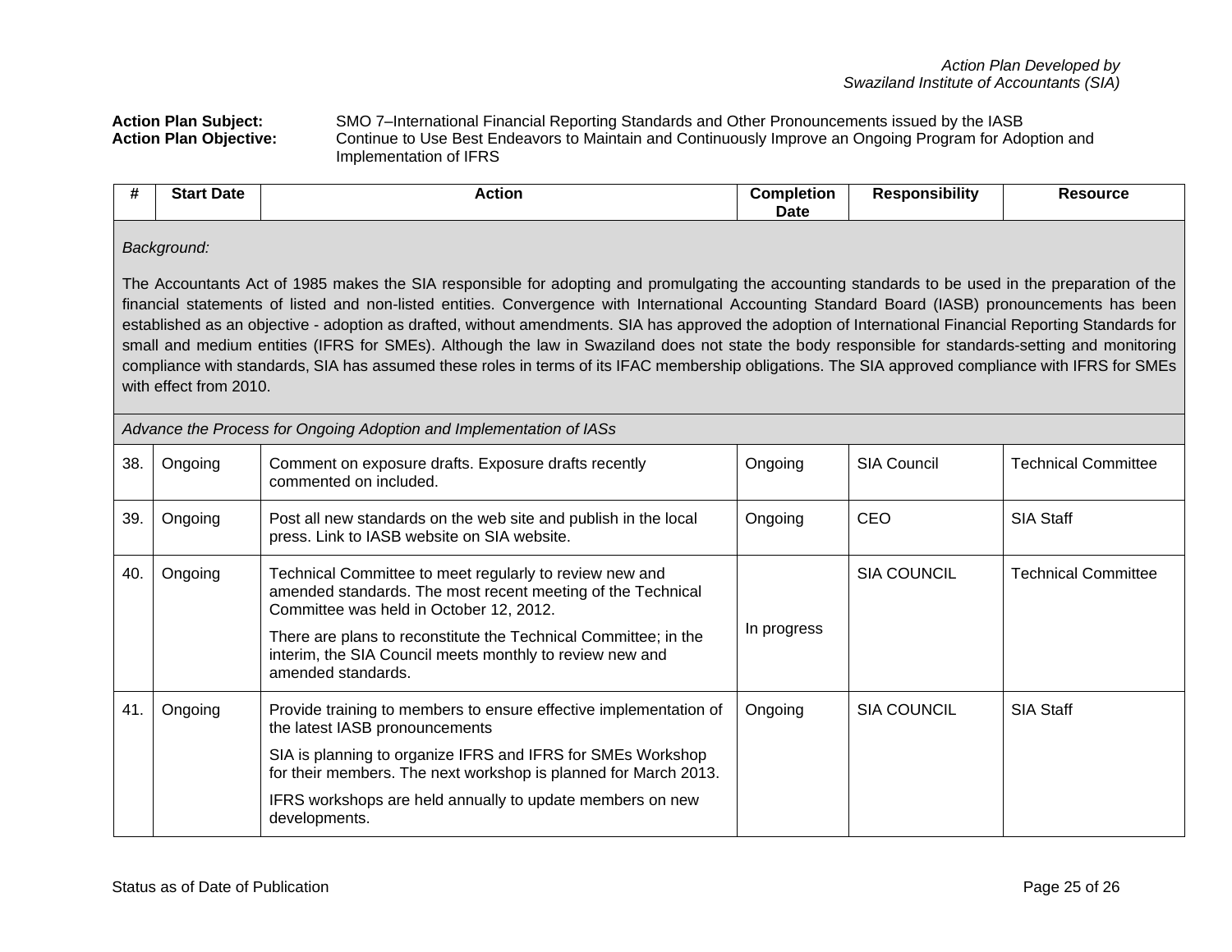*Action Plan Developed by Swaziland Institute of Accountants (SIA)*

**Action Plan Subject:** SMO 7–International Financial Reporting Standards and Other Pronouncements issued by the IASB

**Action Plan Objective:** Continue to Use Best Endeavors to Maintain and Continuously Improve an Ongoing Program for Adoption and Implementation of IFRS

| # | Start Date | Action | Completion Date | Responsibility | Resource |
|---|---|---|---|---|---|
| *Background:*<br><br>The Accountants Act of 1985 makes the SIA responsible for adopting and promulgating the accounting standards to be used in the preparation of the financial statements of listed and non-listed entities. Convergence with International Accounting Standard Board (IASB) pronouncements has been established as an objective - adoption as drafted, without amendments. SIA has approved the adoption of International Financial Reporting Standards for small and medium entities (IFRS for SMEs). Although the law in Swaziland does not state the body responsible for standards-setting and monitoring compliance with standards, SIA has assumed these roles in terms of its IFAC membership obligations. The SIA approved compliance with IFRS for SMEs with effect from 2010. | | | | | |
| *Advance the Process for Ongoing Adoption and Implementation of IASs* | | | | | |
| 38. | Ongoing | Comment on exposure drafts. Exposure drafts recently commented on included. | Ongoing | SIA Council | Technical Committee |
| 39. | Ongoing | Post all new standards on the web site and publish in the local press. Link to IASB website on SIA website. | Ongoing | CEO | SIA Staff |
| 40. | Ongoing | Technical Committee to meet regularly to review new and amended standards. The most recent meeting of the Technical Committee was held in October 12, 2012.<br><br>There are plans to reconstitute the Technical Committee; in the interim, the SIA Council meets monthly to review new and amended standards. | In progress | SIA COUNCIL | Technical Committee |
| 41. | Ongoing | Provide training to members to ensure effective implementation of the latest IASB pronouncements<br><br>SIA is planning to organize IFRS and IFRS for SMEs Workshop for their members. The next workshop is planned for March 2013.<br><br>IFRS workshops are held annually to update members on new developments. | Ongoing | SIA COUNCIL | SIA Staff |

Status as of Date of Publication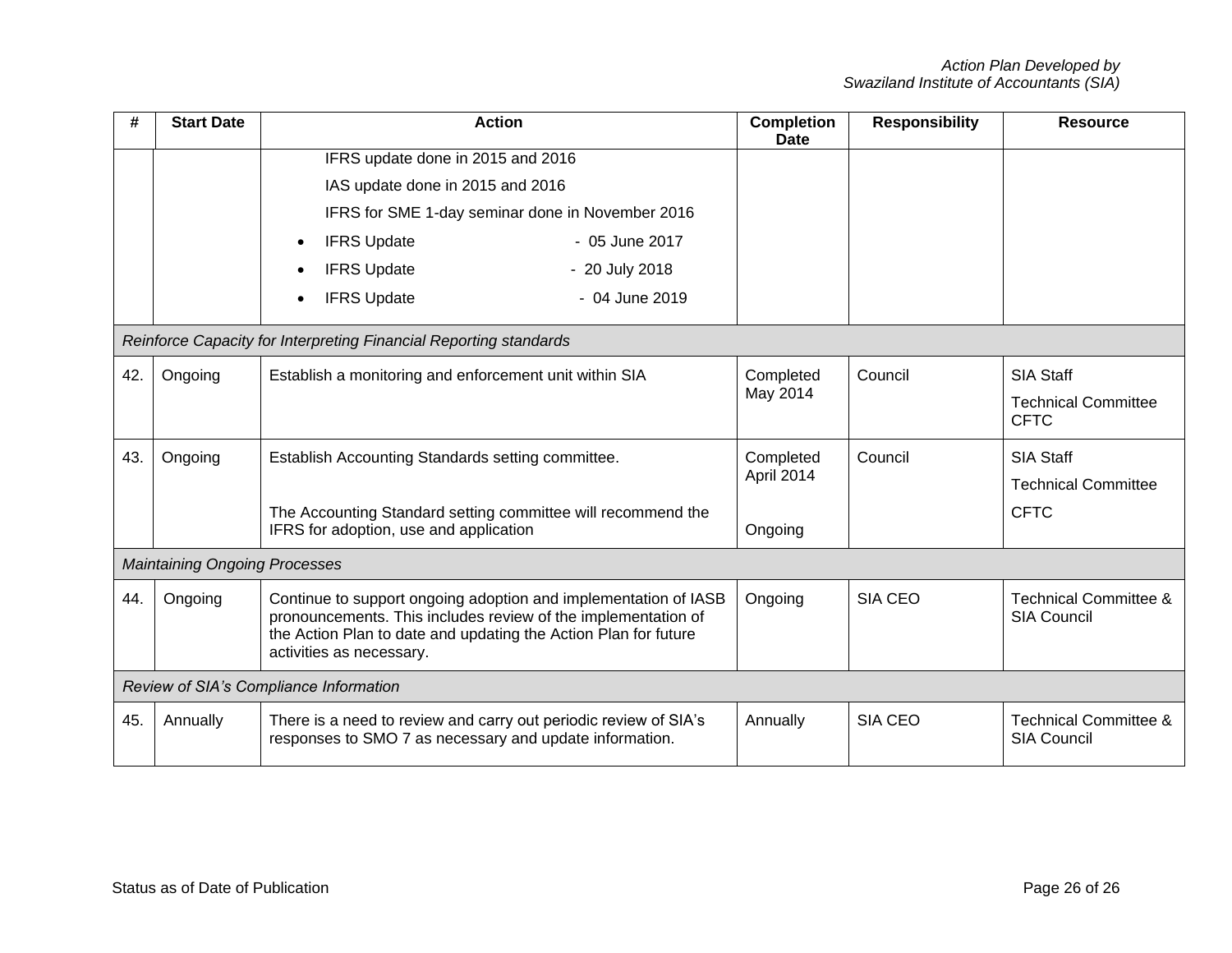| # | Start Date | Action | Completion Date | Responsibility | Resource |
|---|---|---|---|---|---|
| | | IFRS update done in 2015 and 2016<br>IAS update done in 2015 and 2016<br>IFRS for SME 1-day seminar done in November 2016<br>• IFRS Update - 05 June 2017<br>• IFRS Update - 20 July 2018<br>• IFRS Update - 04 June 2019 | | | |
| *Reinforce Capacity for Interpreting Financial Reporting standards* | | | | | |
| 42. | Ongoing | Establish a monitoring and enforcement unit within SIA | Completed May 2014 | Council | SIA Staff<br>Technical Committee CFTC |
| 43. | Ongoing | Establish Accounting Standards setting committee.<br><br>The Accounting Standard setting committee will recommend the IFRS for adoption, use and application | Completed April 2014<br><br>Ongoing | Council | SIA Staff<br>Technical Committee<br>CFTC |
| *Maintaining Ongoing Processes* | | | | | |
| 44. | Ongoing | Continue to support ongoing adoption and implementation of IASB pronouncements. This includes review of the implementation of the Action Plan to date and updating the Action Plan for future activities as necessary. | Ongoing | SIA CEO | Technical Committee & SIA Council |
| *Review of SIA's Compliance Information* | | | | | |
| 45. | Annually | There is a need to review and carry out periodic review of SIA's responses to SMO 7 as necessary and update information. | Annually | SIA CEO | Technical Committee & SIA Council |

Status as of Date of Publication